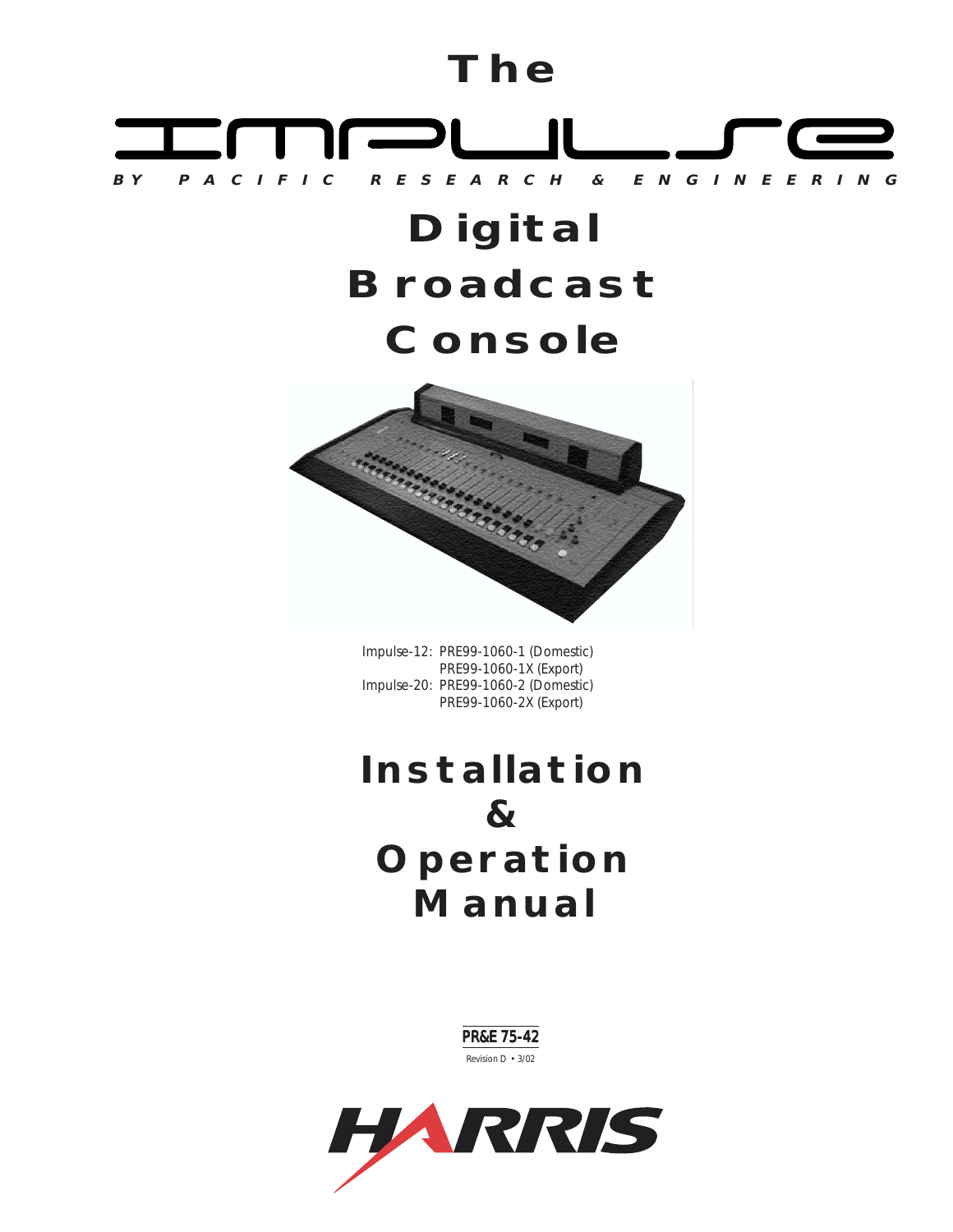# The

# IMPULSE

BY PACIFIC RESEARCH & ENGINEERING

# Digital Broadcast Console

Impulse-12: PRE99-1060-1 (Domestic)
PRE99-1060-1X (Export)
Impulse-20: PRE99-1060-2 (Domestic)
PRE99-1060-2X (Export)

# Installation & Operation Manual

PR&E 75-42

Revision D • 3/02

HARRIS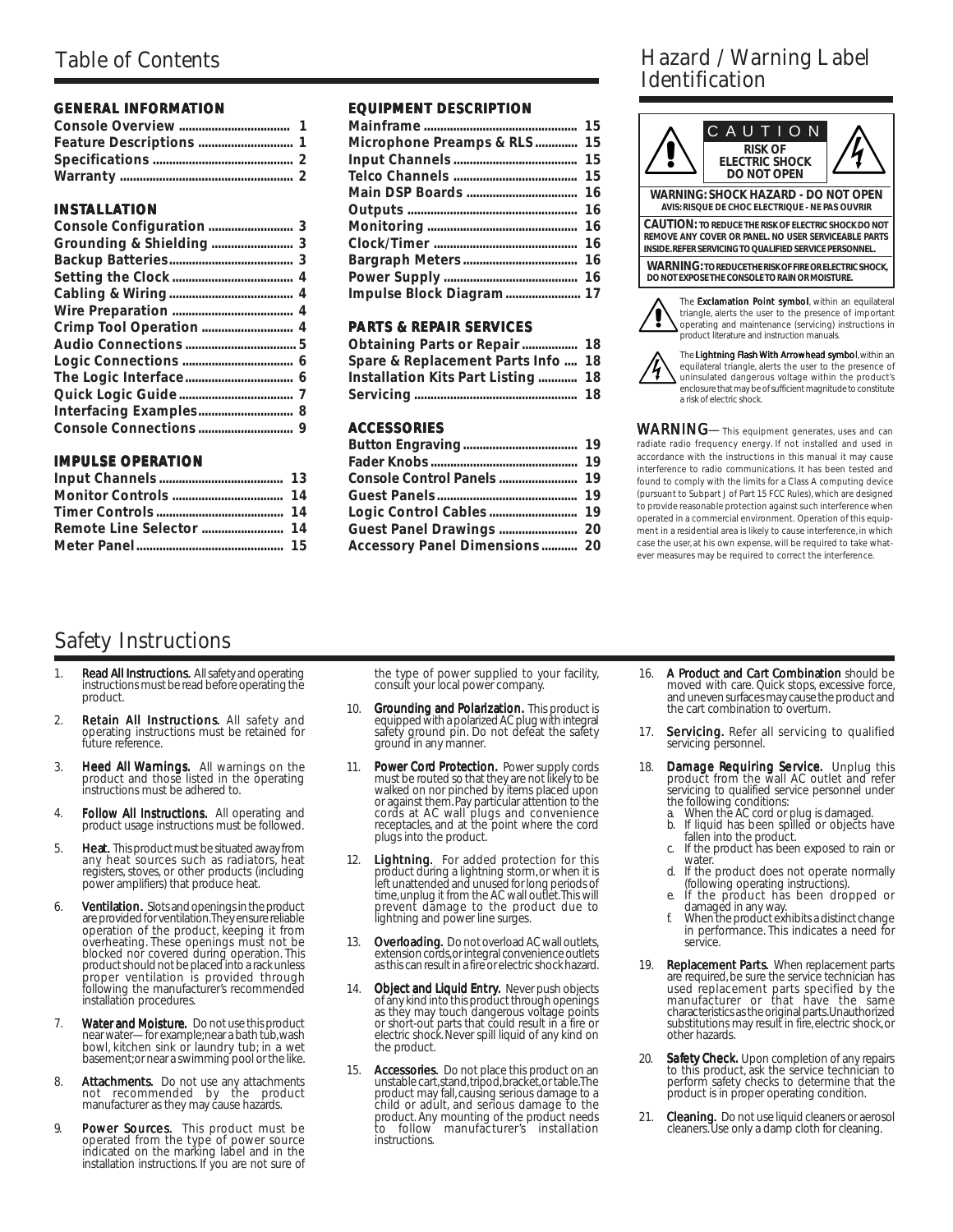# Table of Contents

### GENERAL INFORMATION

| | |
|---|---|
| Console Overview | 1 |
| Feature Descriptions | 1 |
| Specifications | 2 |
| Warranty | 2 |

### INSTALLATION

| | |
|---|---|
| Console Configuration | 3 |
| Grounding & Shielding | 3 |
| Backup Batteries | 3 |
| Setting the Clock | 4 |
| Cabling & Wiring | 4 |
| Wire Preparation | 4 |
| Crimp Tool Operation | 4 |
| Audio Connections | 5 |
| Logic Connections | 6 |
| The Logic Interface | 6 |
| Quick Logic Guide | 7 |
| Interfacing Examples | 8 |
| Console Connections | 9 |

### IMPULSE OPERATION

| | |
|---|---|
| Input Channels | 13 |
| Monitor Controls | 14 |
| Timer Controls | 14 |
| Remote Line Selector | 14 |
| Meter Panel | 15 |

### EQUIPMENT DESCRIPTION

| | |
|---|---|
| Mainframe | 15 |
| Microphone Preamps & RLS | 15 |
| Input Channels | 15 |
| Telco Channels | 15 |
| Main DSP Boards | 16 |
| Outputs | 16 |
| Monitoring | 16 |
| Clock/Timer | 16 |
| Bargraph Meters | 16 |
| Power Supply | 16 |
| Impulse Block Diagram | 17 |

### PARTS & REPAIR SERVICES

| | |
|---|---|
| Obtaining Parts or Repair | 18 |
| Spare & Replacement Parts Info | 18 |
| Installation Kits Part Listing | 18 |
| Servicing | 18 |

### ACCESSORIES

| | |
|---|---|
| Button Engraving | 19 |
| Fader Knobs | 19 |
| Console Control Panels | 19 |
| Guest Panels | 19 |
| Logic Control Cables | 19 |
| Guest Panel Drawings | 20 |
| Accessory Panel Dimensions | 20 |

# Hazard / Warning Label Identification

**CAUTION**
**RISK OF ELECTRIC SHOCK DO NOT OPEN**

**WARNING: SHOCK HAZARD - DO NOT OPEN**
**AVIS: RISQUE DE CHOC ELECTRIQUE - NE PAS OUVRIR**

**CAUTION: TO REDUCE THE RISK OF ELECTRIC SHOCK DO NOT REMOVE ANY COVER OR PANEL. NO USER SERVICEABLE PARTS INSIDE. REFER SERVICING TO QUALIFIED SERVICE PERSONNEL.**

**WARNING: TO REDUCE THE RISK OF FIRE OR ELECTRIC SHOCK, DO NOT EXPOSE THE CONSOLE TO RAIN OR MOISTURE.**

The **Exclamation Point symbol**, within an equilateral triangle, alerts the user to the presence of important operating and maintenance (servicing) instructions in product literature and instruction manuals.

The **Lightning Flash With Arrowhead symbol**, within an equilateral triangle, alerts the user to the presence of uninsulated dangerous voltage within the product's enclosure that may be of sufficient magnitude to constitute a risk of electric shock.

**WARNING**— This equipment generates, uses and can radiate radio frequency energy. If not installed and used in accordance with the instructions in this manual it may cause interference to radio communications. It has been tested and found to comply with the limits for a Class A computing device (pursuant to Subpart J of Part 15 FCC Rules), which are designed to provide reasonable protection against such interference when operated in a commercial environment. Operation of this equipment in a residential area is likely to cause interference, in which case the user, at his own expense, will be required to take whatever measures may be required to correct the interference.

# Safety Instructions

1. **Read All Instructions.** All safety and operating instructions must be read before operating the product.
2. **Retain All Instructions.** All safety and operating instructions must be retained for future reference.
3. **Heed All Warnings.** All warnings on the product and those listed in the operating instructions must be adhered to.
4. **Follow All Instructions.** All operating and product usage instructions must be followed.
5. **Heat.** This product must be situated away from any heat sources such as radiators, heat registers, stoves, or other products (including power amplifiers) that produce heat.
6. **Ventilation.** Slots and openings in the product are provided for ventilation. They ensure reliable operation of the product, keeping it from overheating. These openings must not be blocked nor covered during operation. This product should not be placed into a rack unless proper ventilation is provided through following the manufacturer's recommended installation procedures.
7. **Water and Moisture.** Do not use this product near water— for example; near a bath tub, wash bowl, kitchen sink or laundry tub; in a wet basement; or near a swimming pool or the like.
8. **Attachments.** Do not use any attachments not recommended by the product manufacturer as they may cause hazards.
9. **Power Sources.** This product must be operated from the type of power source indicated on the marking label and in the installation instructions. If you are not sure of the type of power supplied to your facility, consult your local power company.
10. **Grounding and Polarization.** This product is equipped with a polarized AC plug with integral safety ground pin. Do not defeat the safety ground in any manner.
11. **Power Cord Protection.** Power supply cords must be routed so that they are not likely to be walked on nor pinched by items placed upon or against them. Pay particular attention to the cords at AC wall plugs and convenience receptacles, and at the point where the cord plugs into the product.
12. **Lightning.** For added protection for this product during a lightning storm, or when it is left unattended and unused for long periods of time, unplug it from the AC wall outlet. This will prevent damage to the product due to lightning and power line surges.
13. **Overloading.** Do not overload AC wall outlets, extension cords, or integral convenience outlets as this can result in a fire or electric shock hazard.
14. **Object and Liquid Entry.** Never push objects of any kind into this product through openings as they may touch dangerous voltage points or short-out parts that could result in a fire or electric shock. Never spill liquid of any kind on the product.
15. **Accessories.** Do not place this product on an unstable cart, stand, tripod, bracket, or table. The product may fall, causing serious damage to a child or adult, and serious damage to the product. Any mounting of the product needs to follow manufacturer's installation instructions.
16. **A Product and Cart Combination** should be moved with care. Quick stops, excessive force, and uneven surfaces may cause the product and the cart combination to overturn.
17. **Servicing.** Refer all servicing to qualified servicing personnel.
18. **Damage Requiring Service.** Unplug this product from the wall AC outlet and refer servicing to qualified service personnel under the following conditions:
    a. When the AC cord or plug is damaged.
    b. If liquid has been spilled or objects have fallen into the product.
    c. If the product has been exposed to rain or water.
    d. If the product does not operate normally (following operating instructions).
    e. If the product has been dropped or damaged in any way.
    f. When the product exhibits a distinct change in performance. This indicates a need for service.
19. **Replacement Parts.** When replacement parts are required, be sure the service technician has used replacement parts specified by the manufacturer or that have the same characteristics as the original parts. Unauthorized substitutions may result in fire, electric shock, or other hazards.
20. **Safety Check.** Upon completion of any repairs to this product, ask the service technician to perform safety checks to determine that the product is in proper operating condition.
21. **Cleaning.** Do not use liquid cleaners or aerosol cleaners. Use only a damp cloth for cleaning.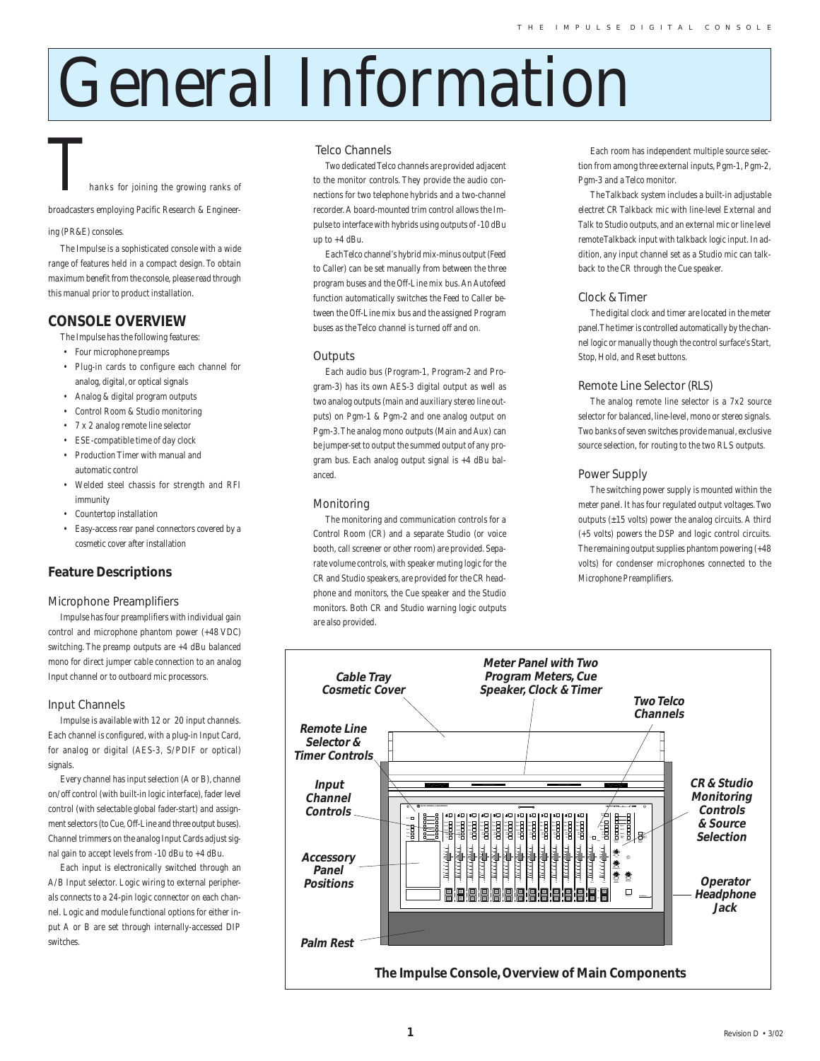# General Information

Thanks for joining the growing ranks of broadcasters employing Pacific Research & Engineering (PR&E) consoles.

The Impulse is a sophisticated console with a wide range of features held in a compact design. To obtain maximum benefit from the console, please read through this manual prior to product installation.

## CONSOLE OVERVIEW

The Impulse has the following features:

- Four microphone preamps
- Plug-in cards to configure each channel for analog, digital, or optical signals
- Analog & digital program outputs
- Control Room & Studio monitoring
- 7 x 2 analog remote line selector
- ESE-compatible time of day clock
- Production Timer with manual and automatic control
- Welded steel chassis for strength and RFI immunity
- Countertop installation
- Easy-access rear panel connectors covered by a cosmetic cover after installation

## Feature Descriptions

### Microphone Preamplifiers

Impulse has four preamplifiers with individual gain control and microphone phantom power (+48 VDC) switching. The preamp outputs are +4 dBu balanced mono for direct jumper cable connection to an analog Input channel or to outboard mic processors.

### Input Channels

Impulse is available with 12 or 20 input channels. Each channel is configured, with a plug-in Input Card, for analog or digital (AES-3, S/PDIF or optical) signals.

Every channel has input selection (A or B), channel on/off control (with built-in logic interface), fader level control (with selectable global fader-start) and assignment selectors (to Cue, Off-Line and three output buses). Channel trimmers on the analog Input Cards adjust signal gain to accept levels from -10 dBu to +4 dBu.

Each input is electronically switched through an A/B Input selector. Logic wiring to external peripherals connects to a 24-pin logic connector on each channel. Logic and module functional options for either input A or B are set through internally-accessed DIP switches.

### Telco Channels

Two dedicated Telco channels are provided adjacent to the monitor controls. They provide the audio connections for two telephone hybrids and a two-channel recorder. A board-mounted trim control allows the Impulse to interface with hybrids using outputs of -10 dBu up to +4 dBu.

Each Telco channel's hybrid mix-minus output (Feed to Caller) can be set manually from between the three program buses and the Off-Line mix bus. An Autofeed function automatically switches the Feed to Caller between the Off-Line mix bus and the assigned Program buses as the Telco channel is turned off and on.

### Outputs

Each audio bus (Program-1, Program-2 and Program-3) has its own AES-3 digital output as well as two analog outputs (main and auxiliary stereo line outputs) on Pgm-1 & Pgm-2 and one analog output on Pgm-3. The analog mono outputs (Main and Aux) can be jumper-set to output the summed output of any program bus. Each analog output signal is +4 dBu balanced.

### Monitoring

The monitoring and communication controls for a Control Room (CR) and a separate Studio (or voice booth, call screener or other room) are provided. Separate volume controls, with speaker muting logic for the CR and Studio speakers, are provided for the CR headphone and monitors, the Cue speaker and the Studio monitors. Both CR and Studio warning logic outputs are also provided.

Each room has independent multiple source selection from among three external inputs, Pgm-1, Pgm-2, Pgm-3 and a Telco monitor.

The Talkback system includes a built-in adjustable electret CR Talkback mic with line-level External and Talk to Studio outputs, and an external mic or line level remote Talkback input with talkback logic input. In addition, any input channel set as a Studio mic can talkback to the CR through the Cue speaker.

### Clock & Timer

The digital clock and timer are located in the meter panel. The timer is controlled automatically by the channel logic or manually though the control surface's Start, Stop, Hold, and Reset buttons.

### Remote Line Selector (RLS)

The analog remote line selector is a 7x2 source selector for balanced, line-level, mono or stereo signals. Two banks of seven switches provide manual, exclusive source selection, for routing to the two RLS outputs.

### Power Supply

The switching power supply is mounted within the meter panel. It has four regulated output voltages. Two outputs (±15 volts) power the analog circuits. A third (+5 volts) powers the DSP and logic control circuits. The remaining output supplies phantom powering (+48 volts) for condenser microphones connected to the Microphone Preamplifiers.

Cable Tray Cosmetic Cover · Meter Panel with Two Program Meters, Cue Speaker, Clock & Timer · Two Telco Channels · Remote Line Selector & Timer Controls · Input Channel Controls · CR & Studio Monitoring Controls & Source Selection · Accessory Panel Positions · Operator Headphone Jack · Palm Rest

**The Impulse Console, Overview of Main Components**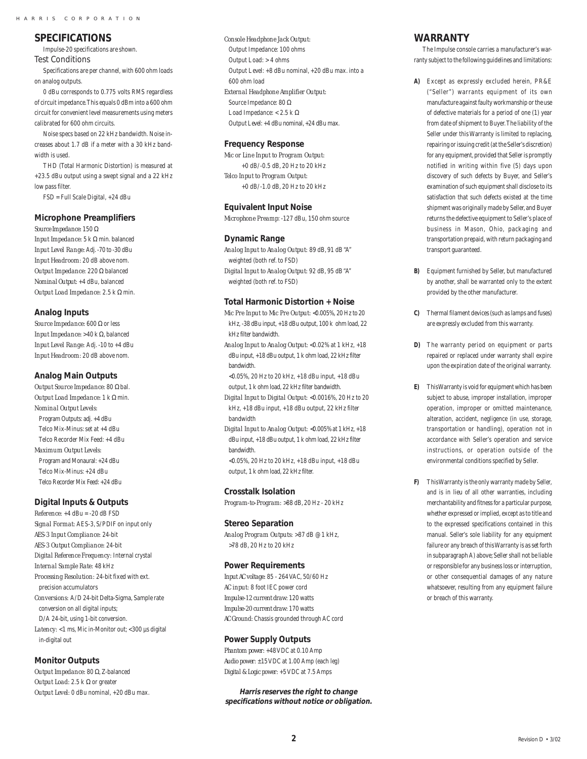## SPECIFICATIONS

Impulse-20 specifications are shown.

### Test Conditions

Specifications are per channel, with 600 ohm loads on analog outputs.

0 dBu corresponds to 0.775 volts RMS regardless of circuit impedance. This equals 0 dBm into a 600 ohm circuit for convenient level measurements using meters calibrated for 600 ohm circuits.

Noise specs based on 22 kHz bandwidth. Noise increases about 1.7 dB if a meter with a 30 kHz bandwidth is used.

THD (Total Harmonic Distortion) is measured at +23.5 dBu output using a swept signal and a 22 kHz low pass filter.

FSD = Full Scale Digital, +24 dBu

### Microphone Preamplifiers

*Source Impedance:* 150 Ω
*Input Impedance:* 5 k Ω min. balanced
*Input Level Range:* Adj. -70 to -30 dBu
*Input Headroom:* 20 dB above nom.
*Output Impedance:* 220 Ω balanced
*Nominal Output:* +4 dBu, balanced
*Output Load Impedance:* 2.5 k Ω min.

### Analog Inputs

*Source Impedance:* 600 Ω or less
*Input Impedance:* >40 k Ω, balanced
*Input Level Range:* Adj. -10 to +4 dBu
*Input Headroom:* 20 dB above nom.

### Analog Main Outputs

*Output Source Impedance:* 80 Ω bal.
*Output Load Impedance:* 1 k Ω min.
*Nominal Output Levels:*
Program Outputs: adj. +4 dBu
Telco Mix-Minus: set at +4 dBu
Telco Recorder Mix Feed: +4 dBu
*Maximum Output Levels:*
Program and Monaural: +24 dBu
Telco Mix-Minus: +24 dBu
Telco Recorder Mix Feed: +24 dBu

### Digital Inputs & Outputs

*Reference:* +4 dBu = -20 dB FSD
*Signal Format:* AES-3, S/PDIF on input only
*AES-3 Input Compliance:* 24-bit
*AES-3 Output Compliance:* 24-bit
*Digital Reference Frequency:* Internal crystal
*Internal Sample Rate:* 48 kHz
*Processing Resolution:* 24-bit fixed with ext. precision accumulators
*Conversions:* A/D 24-bit Delta-Sigma, Sample rate conversion on all digital inputs;
D/A 24-bit, using 1-bit conversion.
*Latency:* <1 ms, Mic in-Monitor out; <300 µs digital in-digital out

### Monitor Outputs

*Output Impedance:* 80 Ω, Z-balanced
*Output Load:* 2.5 k Ω or greater
*Output Level:* 0 dBu nominal, +20 dBu max.

*Console Headphone Jack Output:*
Output Impedance: 100 ohms
Output Load: > 4 ohms
Output Level: +8 dBu nominal, +20 dBu max. into a 600 ohm load
*External Headphone Amplifier Output:*
Source Impedance: 80 Ω
Load Impedance: < 2.5 k Ω
Output Level: +4 dBu nominal, +24 dBu max.

### Frequency Response

*Mic or Line Input to Program Output:*
+0 dB/-0.5 dB, 20 Hz to 20 kHz
*Telco Input to Program Output:*
+0 dB/-1.0 dB, 20 Hz to 20 kHz

### Equivalent Input Noise

*Microphone Preamp:* -127 dBu, 150 ohm source

### Dynamic Range

*Analog Input to Analog Output:* 89 dB, 91 dB "A" weighted (both ref. to FSD)
*Digital Input to Analog Output:* 92 dB, 95 dB "A" weighted (both ref. to FSD)

### Total Harmonic Distortion + Noise

*Mic Pre Input to Mic Pre Output:* <0.005%, 20 Hz to 20 kHz, -38 dBu input, +18 dBu output, 100 k ohm load, 22 kHz filter bandwidth.
*Analog Input to Analog Output:* <0.02% at 1 kHz, +18 dBu input, +18 dBu output, 1 k ohm load, 22 kHz filter bandwidth.
<0.05%, 20 Hz to 20 kHz, +18 dBu input, +18 dBu output, 1 k ohm load, 22 kHz filter bandwidth.
*Digital Input to Digital Output:* <0.0016%, 20 Hz to 20 kHz, +18 dBu input, +18 dBu output, 22 kHz filter bandwidth
*Digital Input to Analog Output:* <0.005% at 1 kHz, +18 dBu input, +18 dBu output, 1 k ohm load, 22 kHz filter bandwidth.
<0.05%, 20 Hz to 20 kHz, +18 dBu input, +18 dBu output, 1 k ohm load, 22 kHz filter.

### Crosstalk Isolation

*Program-to-Program:* >88 dB, 20 Hz - 20 kHz

### Stereo Separation

*Analog Program Outputs:* >87 dB @ 1 kHz, >78 dB, 20 Hz to 20 kHz

### Power Requirements

*Input AC voltage:* 85 - 264 VAC, 50/60 Hz
*AC input:* 8 foot IEC power cord
*Impulse-12 current draw:* 120 watts
*Impulse-20 current draw:* 170 watts
*AC Ground:* Chassis grounded through AC cord

### Power Supply Outputs

*Phantom power:* +48 VDC at 0.10 Amp
*Audio power:* ±15 VDC at 1.00 Amp (each leg)
*Digital & Logic power:* +5 VDC at 7.5 Amps

***Harris reserves the right to change specifications without notice or obligation.***

## WARRANTY

The Impulse console carries a manufacturer's warranty subject to the following guidelines and limitations:

**A)** Except as expressly excluded herein, PR&E ("Seller") warrants equipment of its own manufacture against faulty workmanship or the use of defective materials for a period of one (1) year from date of shipment to Buyer. The liability of the Seller under this Warranty is limited to replacing, repairing or issuing credit (at the Seller's discretion) for any equipment, provided that Seller is promptly notified in writing within five (5) days upon discovery of such defects by Buyer, and Seller's examination of such equipment shall disclose to its satisfaction that such defects existed at the time shipment was originally made by Seller, and Buyer returns the defective equipment to Seller's place of business in Mason, Ohio, packaging and transportation prepaid, with return packaging and transport guaranteed.

**B)** Equipment furnished by Seller, but manufactured by another, shall be warranted only to the extent provided by the other manufacturer.

**C)** Thermal filament devices (such as lamps and fuses) are expressly excluded from this warranty.

**D)** The warranty period on equipment or parts repaired or replaced under warranty shall expire upon the expiration date of the original warranty.

**E)** This Warranty is void for equipment which has been subject to abuse, improper installation, improper operation, improper or omitted maintenance, alteration, accident, negligence (in use, storage, transportation or handling), operation not in accordance with Seller's operation and service instructions, or operation outside of the environmental conditions specified by Seller.

**F)** This Warranty is the only warranty made by Seller, and is in lieu of all other warranties, including merchantability and fitness for a particular purpose, whether expressed or implied, except as to title and to the expressed specifications contained in this manual. Seller's sole liability for any equipment failure or any breach of this Warranty is as set forth in subparagraph A) above; Seller shall not be liable or responsible for any business loss or interruption, or other consequential damages of any nature whatsoever, resulting from any equipment failure or breach of this warranty.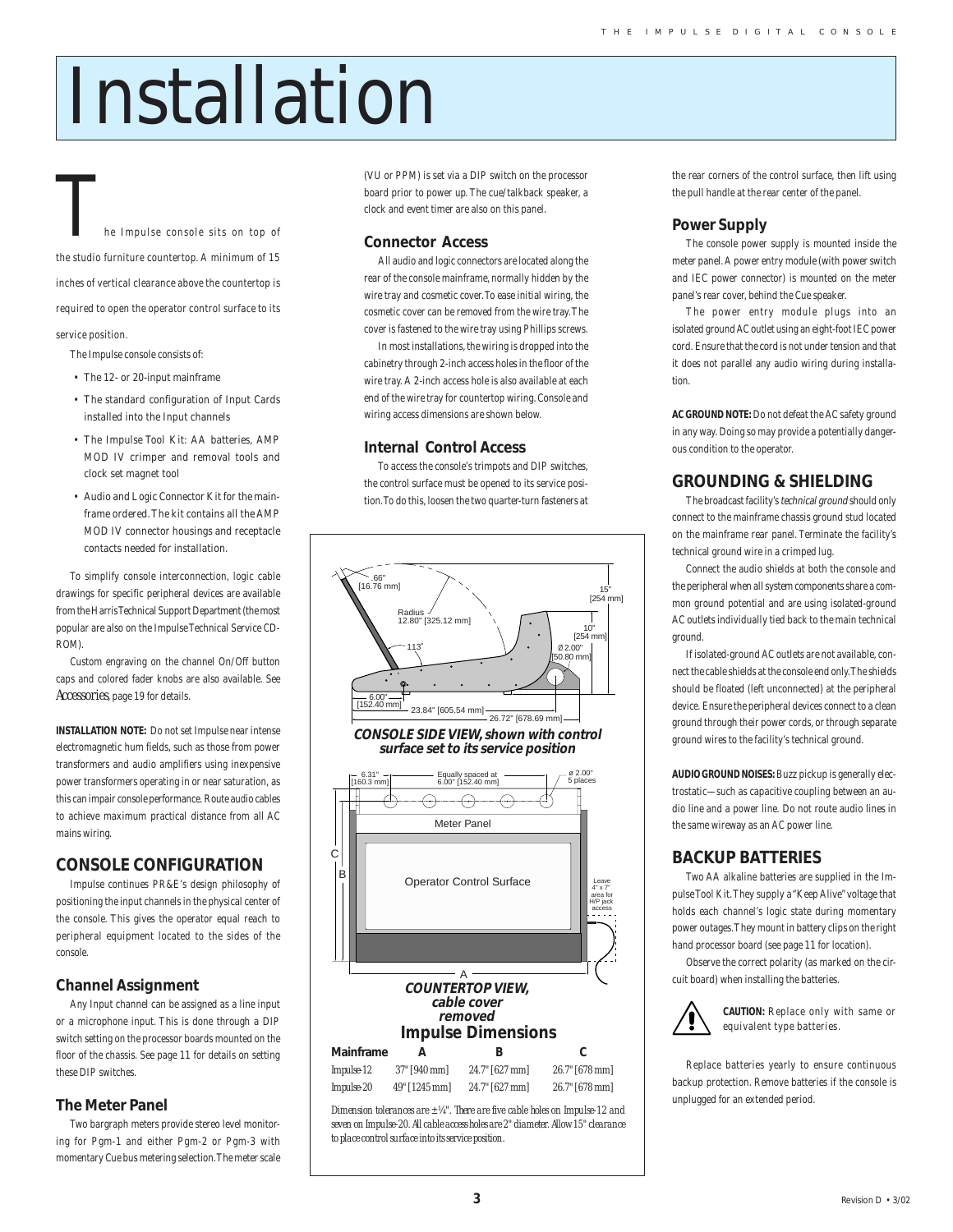# Installation

The Impulse console sits on top of the studio furniture countertop. A minimum of 15 inches of vertical clearance above the countertop is required to open the operator control surface to its service position.

The Impulse console consists of:

- The 12- or 20-input mainframe
- The standard configuration of Input Cards installed into the Input channels
- The Impulse Tool Kit: AA batteries, AMP MOD IV crimper and removal tools and clock set magnet tool
- Audio and Logic Connector Kit for the mainframe ordered. The kit contains all the AMP MOD IV connector housings and receptacle contacts needed for installation.

To simplify console interconnection, logic cable drawings for specific peripheral devices are available from the Harris Technical Support Department (the most popular are also on the Impulse Technical Service CD-ROM).

Custom engraving on the channel On/Off button caps and colored fader knobs are also available. See *Accessories*, page 19 for details.

**INSTALLATION NOTE:** Do not set Impulse near intense electromagnetic hum fields, such as those from power transformers and audio amplifiers using inexpensive power transformers operating in or near saturation, as this can impair console performance. Route audio cables to achieve maximum practical distance from all AC mains wiring.

## CONSOLE CONFIGURATION

Impulse continues PR&E's design philosophy of positioning the input channels in the physical center of the console. This gives the operator equal reach to peripheral equipment located to the sides of the console.

### Channel Assignment

Any Input channel can be assigned as a line input or a microphone input. This is done through a DIP switch setting on the processor boards mounted on the floor of the chassis. See page 11 for details on setting these DIP switches.

### The Meter Panel

Two bargraph meters provide stereo level monitoring for Pgm-1 and either Pgm-2 or Pgm-3 with momentary Cue bus metering selection. The meter scale (VU or PPM) is set via a DIP switch on the processor board prior to power up. The cue/talkback speaker, a clock and event timer are also on this panel.

### Connector Access

All audio and logic connectors are located along the rear of the console mainframe, normally hidden by the wire tray and cosmetic cover. To ease initial wiring, the cosmetic cover can be removed from the wire tray. The cover is fastened to the wire tray using Phillips screws.

In most installations, the wiring is dropped into the cabinetry through 2-inch access holes in the floor of the wire tray. A 2-inch access hole is also available at each end of the wire tray for countertop wiring. Console and wiring access dimensions are shown below.

### Internal Control Access

To access the console's trimpots and DIP switches, the control surface must be opened to its service position. To do this, loosen the two quarter-turn fasteners at the rear corners of the control surface, then lift using the pull handle at the rear center of the panel.

**CONSOLE SIDE VIEW, shown with control surface set to its service position**

**COUNTERTOP VIEW, cable cover removed**

### Impulse Dimensions

| Mainframe | A | B | C |
|---|---|---|---|
| Impulse-12 | 37" [940 mm] | 24.7" [627 mm] | 26.7" [678 mm] |
| Impulse-20 | 49" [1245 mm] | 24.7" [627 mm] | 26.7" [678 mm] |

*Dimension tolerances are ±¼". There are five cable holes on Impulse-12 and seven on Impulse-20. All cable access holes are 2" diameter. Allow 15" clearance to place control surface into its service position.*

### Power Supply

The console power supply is mounted inside the meter panel. A power entry module (with power switch and IEC power connector) is mounted on the meter panel's rear cover, behind the Cue speaker.

The power entry module plugs into an isolated ground AC outlet using an eight-foot IEC power cord. Ensure that the cord is not under tension and that it does not parallel any audio wiring during installation.

**AC GROUND NOTE:** Do not defeat the AC safety ground in any way. Doing so may provide a potentially dangerous condition to the operator.

## GROUNDING & SHIELDING

The broadcast facility's *technical ground* should only connect to the mainframe chassis ground stud located on the mainframe rear panel. Terminate the facility's technical ground wire in a crimped lug.

Connect the audio shields at both the console and the peripheral when all system components share a common ground potential and are using isolated-ground AC outlets individually tied back to the main technical ground.

If isolated-ground AC outlets are not available, connect the cable shields at the console end only. The shields should be floated (left unconnected) at the peripheral device. Ensure the peripheral devices connect to a clean ground through their power cords, or through separate ground wires to the facility's technical ground.

**AUDIO GROUND NOISES:** Buzz pickup is generally electrostatic—such as capacitive coupling between an audio line and a power line. Do not route audio lines in the same wireway as an AC power line.

## BACKUP BATTERIES

Two AA alkaline batteries are supplied in the Impulse Tool Kit. They supply a "Keep Alive" voltage that holds each channel's logic state during momentary power outages. They mount in battery clips on the right hand processor board (see page 11 for location).

Observe the correct polarity (as marked on the circuit board) when installing the batteries.

**CAUTION:** Replace only with same or equivalent type batteries.

Replace batteries yearly to ensure continuous backup protection. Remove batteries if the console is unplugged for an extended period.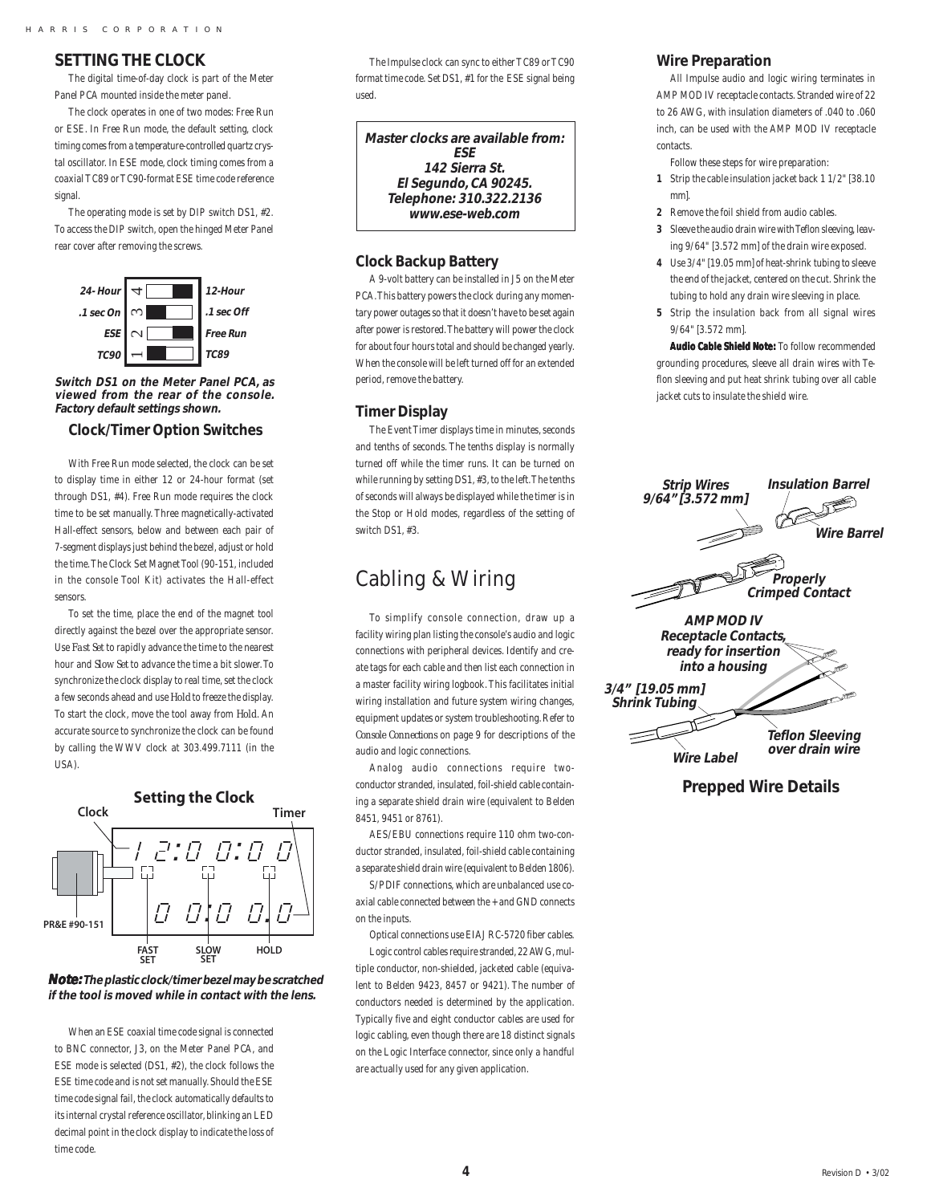## SETTING THE CLOCK

The digital time-of-day clock is part of the Meter Panel PCA mounted inside the meter panel.

The clock operates in one of two modes: Free Run or ESE. In Free Run mode, the default setting, clock timing comes from a temperature-controlled quartz crystal oscillator. In ESE mode, clock timing comes from a coaxial TC89 or TC90-format ESE time code reference signal.

The operating mode is set by DIP switch DS1, #2. To access the DIP switch, open the hinged Meter Panel rear cover after removing the screws.

| | Switch | |
|---|---|---|
| 24- Hour | 4 | 12-Hour |
| .1 sec On | 3 | .1 sec Off |
| ESE | 2 | Free Run |
| TC90 | 1 | TC89 |

***Switch DS1 on the Meter Panel PCA, as viewed from the rear of the console. Factory default settings shown.***

### Clock/Timer Option Switches

With Free Run mode selected, the clock can be set to display time in either 12 or 24-hour format (set through DS1, #4). Free Run mode requires the clock time to be set manually. Three magnetically-activated Hall-effect sensors, below and between each pair of 7-segment displays just behind the bezel, adjust or hold the time. The Clock Set Magnet Tool (90-151, included in the console Tool Kit) activates the Hall-effect sensors.

To set the time, place the end of the magnet tool directly against the bezel over the appropriate sensor. Use *Fast Set* to rapidly advance the time to the nearest hour and *Slow Set* to advance the time a bit slower. To synchronize the clock display to real time, set the clock a few seconds ahead and use Hold to freeze the display. To start the clock, move the tool away from Hold. An accurate source to synchronize the clock can be found by calling the WWV clock at 303.499.7111 (in the USA).

**Setting the Clock**

Clock — Timer — 12:00:00 — 00:00.0 — PR&E #90-151 — FAST SET — SLOW SET — HOLD

***Note:** **The plastic clock/timer bezel may be scratched if the tool is moved while in contact with the lens.***

When an ESE coaxial time code signal is connected to BNC connector, J3, on the Meter Panel PCA, and ESE mode is selected (DS1, #2), the clock follows the ESE time code and is not set manually. Should the ESE time code signal fail, the clock automatically defaults to its internal crystal reference oscillator, blinking an LED decimal point in the clock display to indicate the loss of time code.

The Impulse clock can sync to either TC89 or TC90 format time code. Set DS1, #1 for the ESE signal being used.

***Master clocks are available from:***
***ESE***
***142 Sierra St.***
***El Segundo, CA 90245.***
***Telephone: 310.322.2136***
***www.ese-web.com***

### Clock Backup Battery

A 9-volt battery can be installed in J5 on the Meter PCA. This battery powers the clock during any momentary power outages so that it doesn't have to be set again after power is restored. The battery will power the clock for about four hours total and should be changed yearly. When the console will be left turned off for an extended period, remove the battery.

### Timer Display

The Event Timer displays time in minutes, seconds and tenths of seconds. The tenths display is normally turned off while the timer runs. It can be turned on while running by setting DS1, #3, to the left. The tenths of seconds will always be displayed while the timer is in the Stop or Hold modes, regardless of the setting of switch DS1, #3.

# Cabling & Wiring

To simplify console connection, draw up a facility wiring plan listing the console's audio and logic connections with peripheral devices. Identify and create tags for each cable and then list each connection in a master facility wiring logbook. This facilitates initial wiring installation and future system wiring changes, equipment updates or system troubleshooting. Refer to *Console Connections* on page 9 for descriptions of the audio and logic connections.

Analog audio connections require two-conductor stranded, insulated, foil-shield cable containing a separate shield drain wire (equivalent to Belden 8451, 9451 or 8761).

AES/EBU connections require 110 ohm two-conductor stranded, insulated, foil-shield cable containing a separate shield drain wire (equivalent to Belden 1806).

S/PDIF connections, which are unbalanced use coaxial cable connected between the + and GND connects on the inputs.

Optical connections use EIAJ RC-5720 fiber cables.

Logic control cables require stranded, 22 AWG, multiple conductor, non-shielded, jacketed cable (equivalent to Belden 9423, 8457 or 9421). The number of conductors needed is determined by the application. Typically five and eight conductor cables are used for logic cabling, even though there are 18 distinct signals on the Logic Interface connector, since only a handful are actually used for any given application.

### Wire Preparation

All Impulse audio and logic wiring terminates in AMP MOD IV receptacle contacts. Stranded wire of 22 to 26 AWG, with insulation diameters of .040 to .060 inch, can be used with the AMP MOD IV receptacle contacts.

Follow these steps for wire preparation:

1. Strip the cable insulation jacket back 1 1/2" [38.10 mm].
2. Remove the foil shield from audio cables.
3. Sleeve the audio drain wire with Teflon sleeving, leaving 9/64" [3.572 mm] of the drain wire exposed.
4. Use 3/4" [19.05 mm] of heat-shrink tubing to sleeve the end of the jacket, centered on the cut. Shrink the tubing to hold any drain wire sleeving in place.
5. Strip the insulation back from all signal wires 9/64" [3.572 mm].

**Audio Cable Shield Note:** To follow recommended grounding procedures, sleeve all drain wires with Teflon sleeving and put heat shrink tubing over all cable jacket cuts to insulate the shield wire.

Strip Wires 9/64" [3.572 mm] — Insulation Barrel — Wire Barrel — Properly Crimped Contact — AMP MOD IV Receptacle Contacts, ready for insertion into a housing — 3/4" [19.05 mm] Shrink Tubing — Teflon Sleeving over drain wire — Wire Label

**Prepped Wire Details**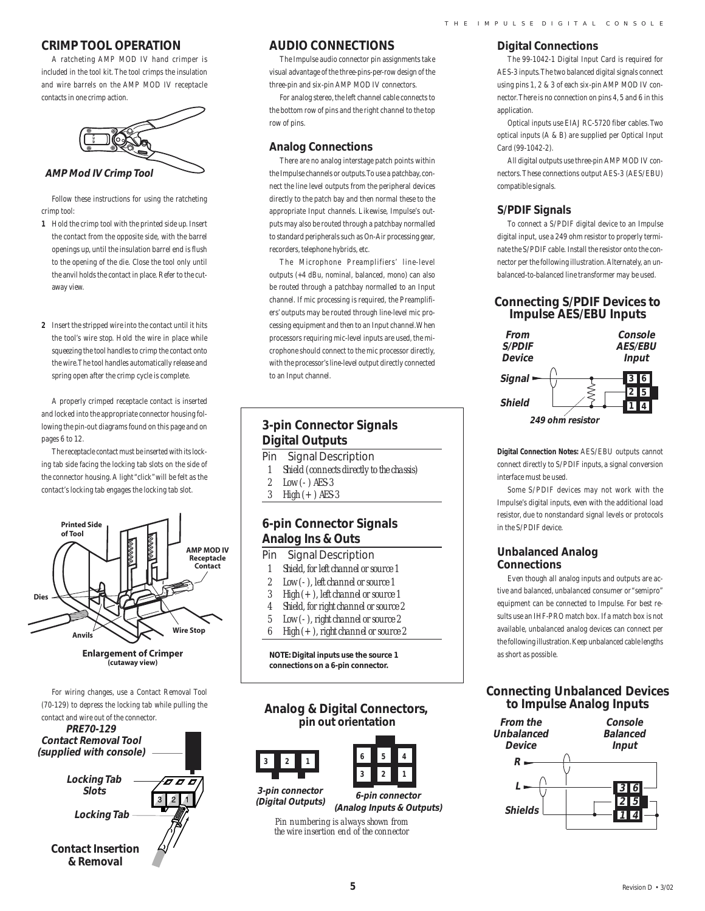## CRIMP TOOL OPERATION

A ratcheting AMP MOD IV hand crimper is included in the tool kit. The tool crimps the insulation and wire barrels on the AMP MOD IV receptacle contacts in one crimp action.

***AMP Mod IV Crimp Tool***

Follow these instructions for using the ratcheting crimp tool:

1. Hold the crimp tool with the printed side up. Insert the contact from the opposite side, with the barrel openings up, until the insulation barrel end is flush to the opening of the die. Close the tool only until the anvil holds the contact in place. Refer to the cutaway view.

2. Insert the stripped wire into the contact until it hits the tool's wire stop. Hold the wire in place while squeezing the tool handles to crimp the contact onto the wire. The tool handles automatically release and spring open after the crimp cycle is complete.

A properly crimped receptacle contact is inserted and locked into the appropriate connector housing following the pin-out diagrams found on this page and on pages 6 to 12.

The receptacle contact must be inserted with its locking tab side facing the locking tab slots on the side of the connector housing. A light "click" will be felt as the contact's locking tab engages the locking tab slot.

Printed Side of Tool — AMP MOD IV Receptacle Contact — Dies — Anvils — Wire Stop

**Enlargement of Crimper (cutaway view)**

For wiring changes, use a Contact Removal Tool (70-129) to depress the locking tab while pulling the contact and wire out of the connector.

***PRE70-129 Contact Removal Tool (supplied with console)***

***Locking Tab Slots***

***Locking Tab***

**Contact Insertion & Removal**

## AUDIO CONNECTIONS

The Impulse audio connector pin assignments take visual advantage of the three-pins-per-row design of the three-pin and six-pin AMP MOD IV connectors.

For analog stereo, the left channel cable connects to the bottom row of pins and the right channel to the top row of pins.

### Analog Connections

There are no analog interstage patch points within the Impulse channels or outputs. To use a patchbay, connect the line level outputs from the peripheral devices directly to the patch bay and then normal these to the appropriate Input channels. Likewise, Impulse's outputs may also be routed through a patchbay normalled to standard peripherals such as On-Air processing gear, recorders, telephone hybrids, etc.

The Microphone Preamplifiers' line-level outputs (+4 dBu, nominal, balanced, mono) can also be routed through a patchbay normalled to an Input channel. If mic processing is required, the Preamplifiers' outputs may be routed through line-level mic processing equipment and then to an Input channel. When processors requiring mic-level inputs are used, the microphone should connect to the mic processor directly, with the processor's line-level output directly connected to an Input channel.

### 3-pin Connector Signals Digital Outputs

| Pin | Signal Description |
|---|---|
| 1 | Shield (connects directly to the chassis) |
| 2 | Low (- ) AES-3 |
| 3 | High (+ ) AES-3 |

### 6-pin Connector Signals Analog Ins & Outs

| Pin | Signal Description |
|---|---|
| 1 | Shield, for left channel or source 1 |
| 2 | Low (- ), left channel or source 1 |
| 3 | High (+ ), left channel or source 1 |
| 4 | Shield, for right channel or source 2 |
| 5 | Low (- ), right channel or source 2 |
| 6 | High (+ ), right channel or source 2 |

**NOTE: Digital inputs use the source 1 connections on a 6-pin connector.**

### Analog & Digital Connectors, pin out orientation

***3-pin connector (Digital Outputs)*** — 3 2 1

***6-pin connector (Analog Inputs & Outputs)*** — 6 5 4 / 3 2 1

*Pin numbering is always shown from the wire insertion end of the connector*

### Digital Connections

The 99-1042-1 Digital Input Card is required for AES-3 inputs. The two balanced digital signals connect using pins 1, 2 & 3 of each six-pin AMP MOD IV connector. There is no connection on pins 4, 5 and 6 in this application.

Optical inputs use EIAJ RC-5720 fiber cables. Two optical inputs (A & B) are supplied per Optical Input Card (99-1042-2).

All digital outputs use three-pin AMP MOD IV connectors. These connections output AES-3 (AES/EBU) compatible signals.

### S/PDIF Signals

To connect a S/PDIF digital device to an Impulse digital input, use a 249 ohm resistor to properly terminate the S/PDIF cable. Install the resistor onto the connector per the following illustration. Alternately, an unbalanced-to-balanced line transformer may be used.

### Connecting S/PDIF Devices to Impulse AES/EBU Inputs

***From S/PDIF Device*** — ***Console AES/EBU Input*** — ***Signal*** — ***Shield*** — ***249 ohm resistor***

**Digital Connection Notes:** AES/EBU outputs cannot connect directly to S/PDIF inputs, a signal conversion interface must be used.

Some S/PDIF devices may not work with the Impulse's digital inputs, even with the additional load resistor, due to nonstandard signal levels or protocols in the S/PDIF device.

### Unbalanced Analog Connections

Even though all analog inputs and outputs are active and balanced, unbalanced consumer or "semipro" equipment can be connected to Impulse. For best results use an IHF-PRO match box. If a match box is not available, unbalanced analog devices can connect per the following illustration. Keep unbalanced cable lengths as short as possible.

### Connecting Unbalanced Devices to Impulse Analog Inputs

***From the Unbalanced Device*** — ***Console Balanced Input*** — ***R*** — ***L*** — ***Shields***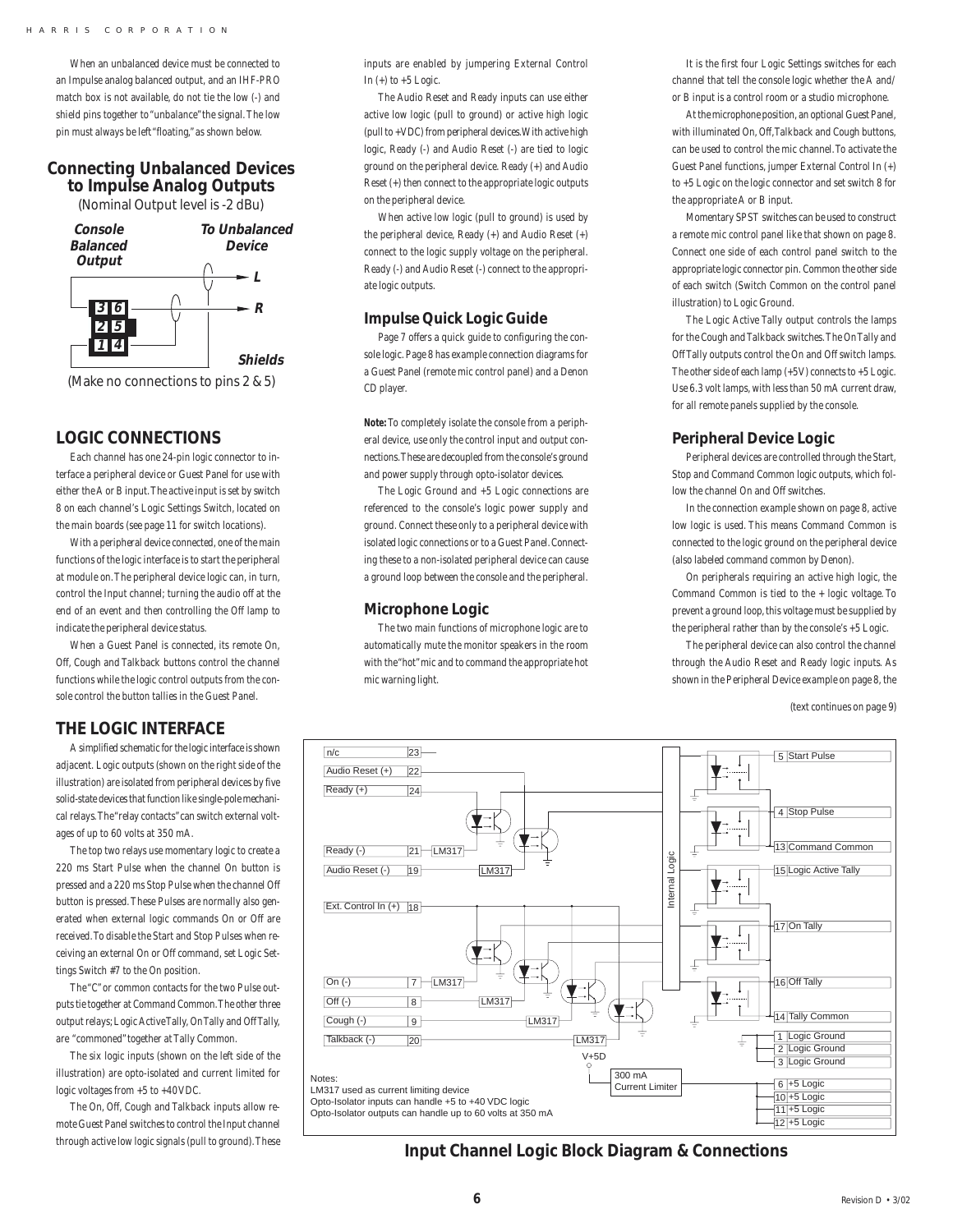When an unbalanced device must be connected to an Impulse analog balanced output, and an IHF-PRO match box is not available, do not tie the low (-) and shield pins together to "unbalance" the signal. The low pin must always be left "floating," as shown below.

## Connecting Unbalanced Devices to Impulse Analog Outputs

(Nominal Output level is -2 dBu)

**Console Balanced Output** — **To Unbalanced Device**

3 6 → R
2 5
1 4 → Shields
L

(Make no connections to pins 2 & 5)

## LOGIC CONNECTIONS

Each channel has one 24-pin logic connector to interface a peripheral device or Guest Panel for use with either the A or B input. The active input is set by switch 8 on each channel's Logic Settings Switch, located on the main boards (see page 11 for switch locations).

With a peripheral device connected, one of the main functions of the logic interface is to start the peripheral at module on. The peripheral device logic can, in turn, control the Input channel; turning the audio off at the end of an event and then controlling the Off lamp to indicate the peripheral device status.

When a Guest Panel is connected, its remote On, Off, Cough and Talkback buttons control the channel functions while the logic control outputs from the console control the button tallies in the Guest Panel.

## THE LOGIC INTERFACE

A simplified schematic for the logic interface is shown adjacent. Logic outputs (shown on the right side of the illustration) are isolated from peripheral devices by five solid-state devices that function like single-pole mechanical relays. The "relay contacts" can switch external voltages of up to 60 volts at 350 mA.

The top two relays use momentary logic to create a 220 ms Start Pulse when the channel On button is pressed and a 220 ms Stop Pulse when the channel Off button is pressed. These Pulses are normally also generated when external logic commands On or Off are received. To disable the Start and Stop Pulses when receiving an external On or Off command, set Logic Settings Switch #7 to the On position.

The "C" or common contacts for the two Pulse outputs tie together at Command Common. The other three output relays; Logic Active Tally, On Tally and Off Tally, are "commoned" together at Tally Common.

The six logic inputs (shown on the left side of the illustration) are opto-isolated and current limited for logic voltages from +5 to +40 VDC.

The On, Off, Cough and Talkback inputs allow remote Guest Panel switches to control the Input channel through active low logic signals (pull to ground). These inputs are enabled by jumpering External Control In (+) to +5 Logic.

The Audio Reset and Ready inputs can use either active low logic (pull to ground) or active high logic (pull to +VDC) from peripheral devices. With active high logic, Ready (-) and Audio Reset (-) are tied to logic ground on the peripheral device. Ready (+) and Audio Reset (+) then connect to the appropriate logic outputs on the peripheral device.

When active low logic (pull to ground) is used by the peripheral device, Ready (+) and Audio Reset (+) connect to the logic supply voltage on the peripheral. Ready (-) and Audio Reset (-) connect to the appropriate logic outputs.

### Impulse Quick Logic Guide

Page 7 offers a quick guide to configuring the console logic. Page 8 has example connection diagrams for a Guest Panel (remote mic control panel) and a Denon CD player.

**Note:** To completely isolate the console from a peripheral device, use only the control input and output connections. These are decoupled from the console's ground and power supply through opto-isolator devices.

The Logic Ground and +5 Logic connections are referenced to the console's logic power supply and ground. Connect these only to a peripheral device with isolated logic connections or to a Guest Panel. Connecting these to a non-isolated peripheral device can cause a ground loop between the console and the peripheral.

### Microphone Logic

The two main functions of microphone logic are to automatically mute the monitor speakers in the room with the "hot" mic and to command the appropriate hot mic warning light.

It is the first four Logic Settings switches for each channel that tell the console logic whether the A and/or B input is a control room or a studio microphone.

At the microphone position, an optional Guest Panel, with illuminated On, Off, Talkback and Cough buttons, can be used to control the mic channel. To activate the Guest Panel functions, jumper External Control In (+) to +5 Logic on the logic connector and set switch 8 for the appropriate A or B input.

Momentary SPST switches can be used to construct a remote mic control panel like that shown on page 8. Connect one side of each control panel switch to the appropriate logic connector pin. Common the other side of each switch (Switch Common on the control panel illustration) to Logic Ground.

The Logic Active Tally output controls the lamps for the Cough and Talkback switches. The On Tally and Off Tally outputs control the On and Off switch lamps. The other side of each lamp (+5V) connects to +5 Logic. Use 6.3 volt lamps, with less than 50 mA current draw, for all remote panels supplied by the console.

### Peripheral Device Logic

Peripheral devices are controlled through the Start, Stop and Command Common logic outputs, which follow the channel On and Off switches.

In the connection example shown on page 8, active low logic is used. This means Command Common is connected to the logic ground on the peripheral device (also labeled command common by Denon).

On peripherals requiring an active high logic, the Command Common is tied to the + logic voltage. To prevent a ground loop, this voltage must be supplied by the peripheral rather than by the console's +5 Logic.

The peripheral device can also control the channel through the Audio Reset and Ready logic inputs. As shown in the Peripheral Device example on page 8, the

*(text continues on page 9)*

n/c 23; Audio Reset (+) 22; Ready (+) 24; Ready (-) 21 LM317; Audio Reset (-) 19 LM317; Ext. Control In (+) 18; On (-) 7 LM317; Off (-) 8 LM317; Cough (-) 9 LM317; Talkback (-) 20 LM317; Internal Logic; V+5D; 300 mA Current Limiter; 5 Start Pulse; 4 Stop Pulse; 13 Command Common; 15 Logic Active Tally; 17 On Tally; 16 Off Tally; 14 Tally Common; 1 Logic Ground; 2 Logic Ground; 3 Logic Ground; 6 +5 Logic; 10 +5 Logic; 11 +5 Logic; 12 +5 Logic

Notes:
LM317 used as current limiting device
Opto-Isolator inputs can handle +5 to +40 VDC logic
Opto-Isolator outputs can handle up to 60 volts at 350 mA

**Input Channel Logic Block Diagram & Connections**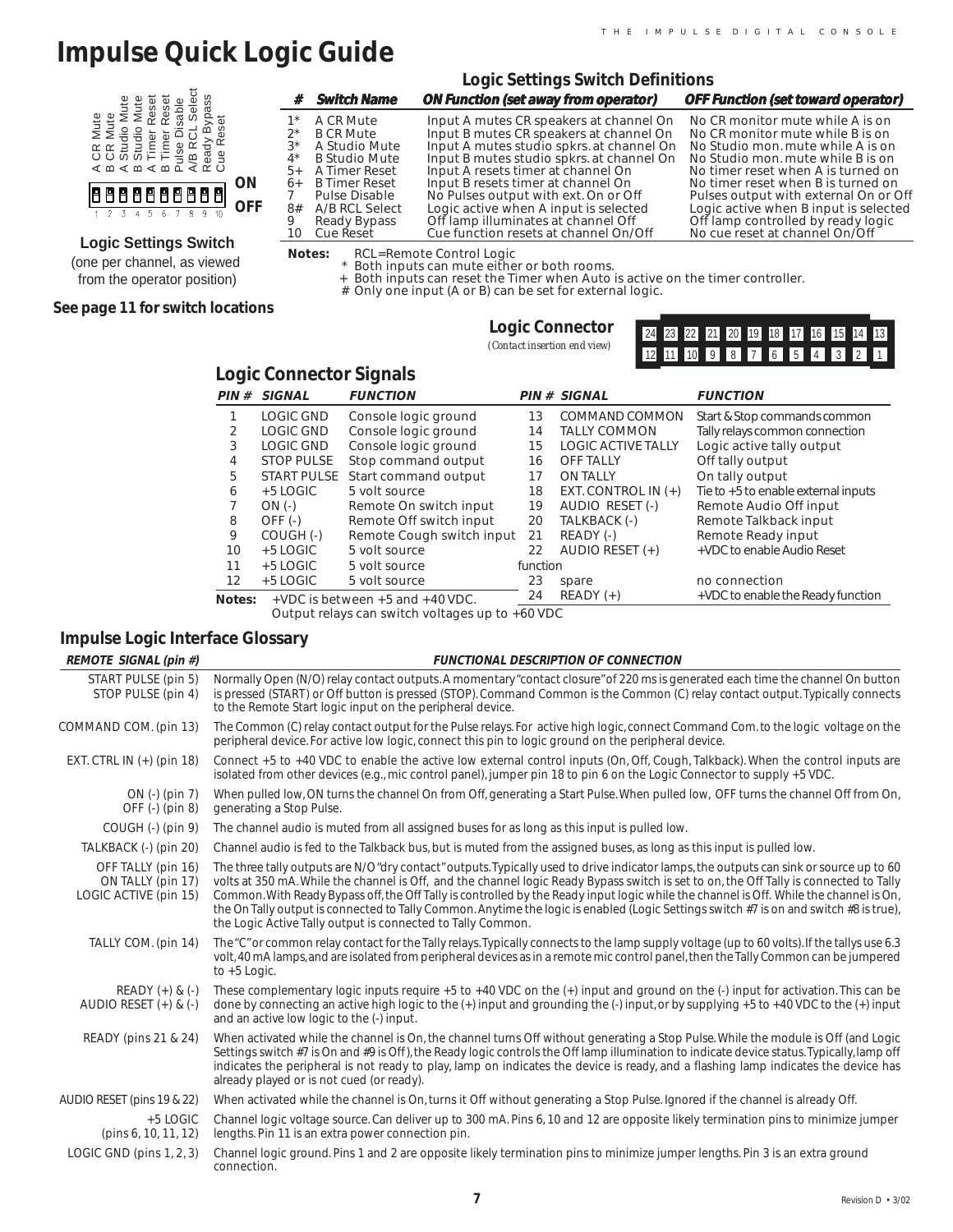# Impulse Quick Logic Guide

A CR Mute, B CR Mute, A Studio Mute, B Studio Mute, A Timer Reset, B Timer Reset, Pulse Disable, A/B RCL Select, Ready Bypass, Cue Reset

ON / OFF

1 2 3 4 5 6 7 8 9 10

**Logic Settings Switch**

(one per channel, as viewed from the operator position)

**See page 11 for switch locations**

## Logic Settings Switch Definitions

| # | Switch Name | ON Function (set away from operator) | OFF Function (set toward operator) |
|---|---|---|---|
| 1* | A CR Mute | Input A mutes CR speakers at channel On | No CR monitor mute while A is on |
| 2* | B CR Mute | Input B mutes CR speakers at channel On | No CR monitor mute while B is on |
| 3* | A Studio Mute | Input A mutes studio spkrs. at channel On | No Studio mon. mute while A is on |
| 4* | B Studio Mute | Input B mutes studio spkrs. at channel On | No Studio mon. mute while B is on |
| 5+ | A Timer Reset | Input A resets timer at channel On | No timer reset when A is turned on |
| 6+ | B Timer Reset | Input B resets timer at channel On | No timer reset when B is turned on |
| 7 | Pulse Disable | No Pulses output with ext. On or Off | Pulses output with external On or Off |
| 8# | A/B RCL Select | Logic active when A input is selected | Logic active when B input is selected |
| 9 | Ready Bypass | Off lamp illuminates at channel Off | Off lamp controlled by ready logic |
| 10 | Cue Reset | Cue function resets at channel On/Off | No cue reset at channel On/Off |

**Notes:** RCL=Remote Control Logic
\* Both inputs can mute either or both rooms.
\+ Both inputs can reset the Timer when Auto is active on the timer controller.
\# Only one input (A or B) can be set for external logic.

**Logic Connector**

*(Contact insertion end view)*

| 24 | 23 | 22 | 21 | 20 | 19 | 18 | 17 | 16 | 15 | 14 | 13 |
|---|---|---|---|---|---|---|---|---|---|---|---|
| 12 | 11 | 10 | 9 | 8 | 7 | 6 | 5 | 4 | 3 | 2 | 1 |

## Logic Connector Signals

| PIN # | SIGNAL | FUNCTION | PIN # | SIGNAL | FUNCTION |
|---|---|---|---|---|---|
| 1 | LOGIC GND | Console logic ground | 13 | COMMAND COMMON | Start & Stop commands common |
| 2 | LOGIC GND | Console logic ground | 14 | TALLY COMMON | Tally relays common connection |
| 3 | LOGIC GND | Console logic ground | 15 | LOGIC ACTIVE TALLY | Logic active tally output |
| 4 | STOP PULSE | Stop command output | 16 | OFF TALLY | Off tally output |
| 5 | START PULSE | Start command output | 17 | ON TALLY | On tally output |
| 6 | +5 LOGIC | 5 volt source | 18 | EXT. CONTROL IN (+) | Tie to +5 to enable external inputs |
| 7 | ON (-) | Remote On switch input | 19 | AUDIO RESET (-) | Remote Audio Off input |
| 8 | OFF (-) | Remote Off switch input | 20 | TALKBACK (-) | Remote Talkback input |
| 9 | COUGH (-) | Remote Cough switch input | 21 | READY (-) | Remote Ready input |
| 10 | +5 LOGIC | 5 volt source | 22 | AUDIO RESET (+) | +VDC to enable Audio Reset |
| 11 | +5 LOGIC | 5 volt source | 23 | spare | no connection |
| 12 | +5 LOGIC | 5 volt source | 24 | READY (+) | +VDC to enable the Ready function |

**Notes:** +VDC is between +5 and +40 VDC.
Output relays can switch voltages up to +60 VDC

## Impulse Logic Interface Glossary

| REMOTE SIGNAL (pin #) | FUNCTIONAL DESCRIPTION OF CONNECTION |
|---|---|
| START PULSE (pin 5) STOP PULSE (pin 4) | Normally Open (N/O) relay contact outputs. A momentary "contact closure" of 220 ms is generated each time the channel On button is pressed (START) or Off button is pressed (STOP). Command Common is the Common (C) relay contact output. Typically connects to the Remote Start logic input on the peripheral device. |
| COMMAND COM. (pin 13) | The Common (C) relay contact output for the Pulse relays. For active high logic, connect Command Com. to the logic voltage on the peripheral device. For active low logic, connect this pin to logic ground on the peripheral device. |
| EXT. CTRL IN (+) (pin 18) | Connect +5 to +40 VDC to enable the active low external control inputs (On, Off, Cough, Talkback). When the control inputs are isolated from other devices (e.g., mic control panel), jumper pin 18 to pin 6 on the Logic Connector to supply +5 VDC. |
| ON (-) (pin 7) OFF (-) (pin 8) | When pulled low, ON turns the channel On from Off, generating a Start Pulse. When pulled low, OFF turns the channel Off from On, generating a Stop Pulse. |
| COUGH (-) (pin 9) | The channel audio is muted from all assigned buses for as long as this input is pulled low. |
| TALKBACK (-) (pin 20) | Channel audio is fed to the Talkback bus, but is muted from the assigned buses, as long as this input is pulled low. |
| OFF TALLY (pin 16) ON TALLY (pin 17) LOGIC ACTIVE (pin 15) | The three tally outputs are N/O "dry contact" outputs. Typically used to drive indicator lamps, the outputs can sink or source up to 60 volts at 350 mA. While the channel is Off, and the channel logic Ready Bypass switch is set to on, the Off Tally is connected to Tally Common. With Ready Bypass off, the Off Tally is controlled by the Ready input logic while the channel is Off. While the channel is On, the On Tally output is connected to Tally Common. Anytime the logic is enabled (Logic Settings switch #7 is on and switch #8 is true), the Logic Active Tally output is connected to Tally Common. |
| TALLY COM. (pin 14) | The "C" or common relay contact for the Tally relays. Typically connects to the lamp supply voltage (up to 60 volts). If the tallys use 6.3 volt, 40 mA lamps, and are isolated from peripheral devices as in a remote mic control panel, then the Tally Common can be jumpered to +5 Logic. |
| READY (+) & (-) AUDIO RESET (+) & (-) | These complementary logic inputs require +5 to +40 VDC on the (+) input and ground on the (-) input for activation. This can be done by connecting an active high logic to the (+) input and grounding the (-) input, or by supplying +5 to +40 VDC to the (+) input and an active low logic to the (-) input. |
| READY (pins 21 & 24) | When activated while the channel is On, the channel turns Off without generating a Stop Pulse. While the module is Off (and Logic Settings switch #7 is On and #9 is Off), the Ready logic controls the Off lamp illumination to indicate device status. Typically, lamp off indicates the peripheral is not ready to play, lamp on indicates the device is ready, and a flashing lamp indicates the device has already played or is not cued (or ready). |
| AUDIO RESET (pins 19 & 22) | When activated while the channel is On, turns it Off without generating a Stop Pulse. Ignored if the channel is already Off. |
| +5 LOGIC (pins 6, 10, 11, 12) | Channel logic voltage source. Can deliver up to 300 mA. Pins 6, 10 and 12 are opposite likely termination pins to minimize jumper lengths. Pin 11 is an extra power connection pin. |
| LOGIC GND (pins 1, 2, 3) | Channel logic ground. Pins 1 and 2 are opposite likely termination pins to minimize jumper lengths. Pin 3 is an extra ground connection. |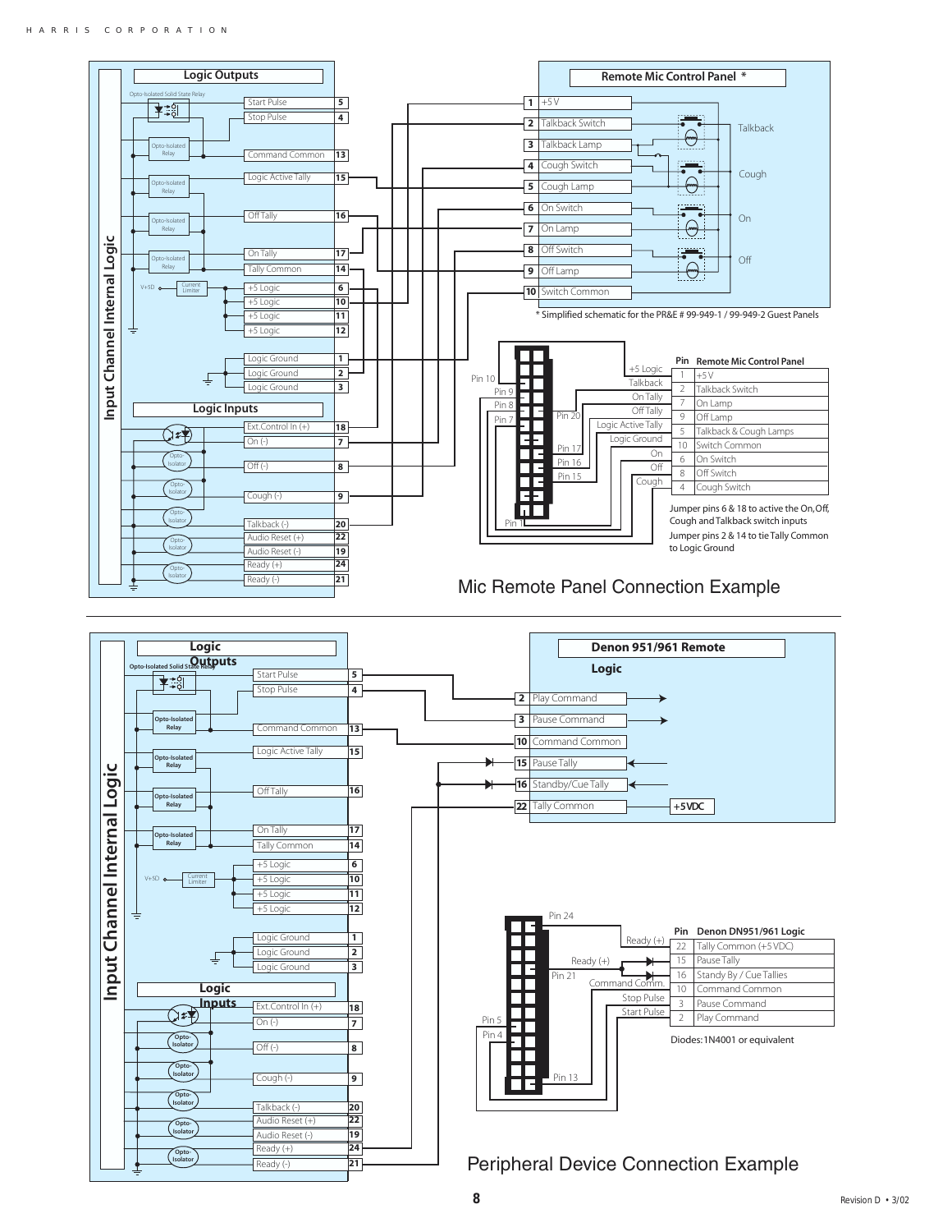## Mic Remote Panel Connection Example

**Input Channel Internal Logic**

**Logic Outputs**

Opto-Isolated Solid State Relay

| Signal | Pin |
| --- | --- |
| Start Pulse | 5 |
| Stop Pulse | 4 |
| Command Common | 13 |
| Logic Active Tally | 15 |
| Off Tally | 16 |
| On Tally | 17 |
| Tally Common | 14 |
| +5 Logic | 6 |
| +5 Logic | 10 |
| +5 Logic | 11 |
| +5 Logic | 12 |
| Logic Ground | 1 |
| Logic Ground | 2 |
| Logic Ground | 3 |

**Logic Inputs**

| Signal | Pin |
| --- | --- |
| Ext.Control In (+) | 18 |
| On (-) | 7 |
| Off (-) | 8 |
| Cough (-) | 9 |
| Talkback (-) | 20 |
| Audio Reset (+) | 22 |
| Audio Reset (-) | 19 |
| Ready (+) | 24 |
| Ready (-) | 21 |

**Remote Mic Control Panel \***

| Pin | Signal |
| --- | --- |
| 1 | +5 V |
| 2 | Talkback Switch |
| 3 | Talkback Lamp |
| 4 | Cough Switch |
| 5 | Cough Lamp |
| 6 | On Switch |
| 7 | On Lamp |
| 8 | Off Switch |
| 9 | Off Lamp |
| 10 | Switch Common |

Talkback, Cough, On, Off

\* Simplified schematic for the PR&E # 99-949-1 / 99-949-2 Guest Panels

Connector: Pin 10, Pin 9, Pin 8, Pin 7, Pin 20, Pin 17, Pin 16, Pin 15, Pin 1 — +5 Logic, Talkback, On Tally, Off Tally, Logic Active Tally, Logic Ground, On, Off, Cough

| Pin | Remote Mic Control Panel |
| --- | --- |
| 1 | +5 V |
| 2 | Talkback Switch |
| 7 | On Lamp |
| 9 | Off Lamp |
| 5 | Talkback & Cough Lamps |
| 10 | Switch Common |
| 6 | On Switch |
| 8 | Off Switch |
| 4 | Cough Switch |

Jumper pins 6 & 18 to active the On, Off, Cough and Talkback switch inputs

Jumper pins 2 & 14 to tie Tally Common to Logic Ground

## Peripheral Device Connection Example

**Input Channel Internal Logic**

(Logic Outputs and Logic Inputs as above.)

**Denon 951/961 Remote Logic**

| Pin | Signal |
| --- | --- |
| 2 | Play Command |
| 3 | Pause Command |
| 10 | Command Common |
| 15 | Pause Tally |
| 16 | Standby/Cue Tally |
| 22 | Tally Common (+5VDC) |

Connector: Pin 24, Pin 21, Pin 5, Pin 4, Pin 13 — Ready (+), Ready (+), Command Comm., Stop Pulse, Start Pulse

| Pin | Denon DN951/961 Logic |
| --- | --- |
| 22 | Tally Common (+5 VDC) |
| 15 | Pause Tally |
| 16 | Standy By / Cue Tallies |
| 10 | Command Common |
| 3 | Pause Command |
| 2 | Play Command |

Diodes: 1N4001 or equivalent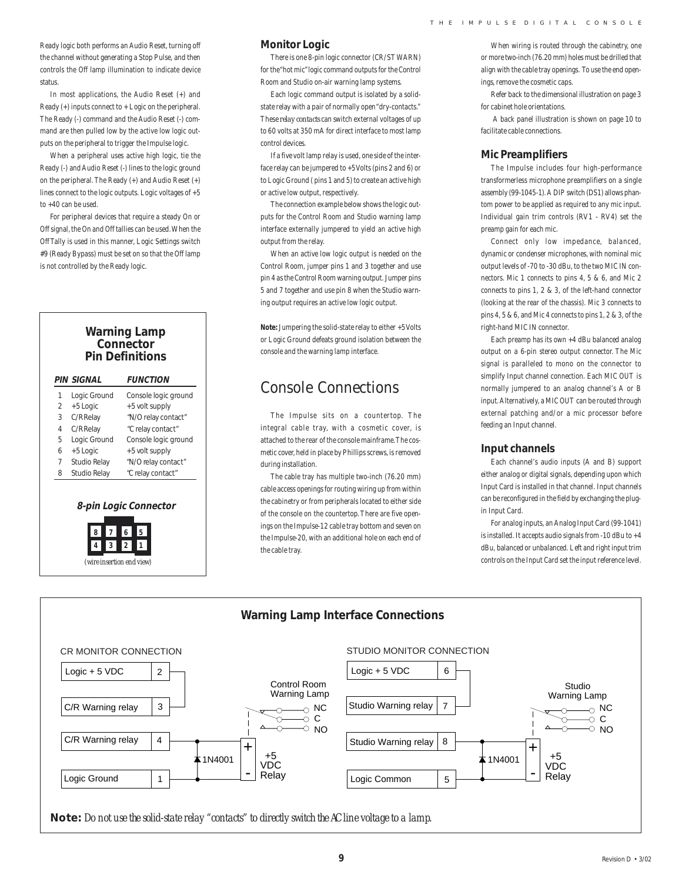Ready logic both performs an Audio Reset, turning off the channel without generating a Stop Pulse, and then controls the Off lamp illumination to indicate device status.

In most applications, the Audio Reset (+) and Ready (+) inputs connect to + Logic on the peripheral. The Ready (-) command and the Audio Reset (-) command are then pulled low by the active low logic outputs on the peripheral to trigger the Impulse logic.

When a peripheral uses active high logic, tie the Ready (-) and Audio Reset (-) lines to the logic ground on the peripheral. The Ready (+) and Audio Reset (+) lines connect to the logic outputs. Logic voltages of +5 to +40 can be used.

For peripheral devices that require a steady On or Off signal, the On and Off tallies can be used. When the Off Tally is used in this manner, Logic Settings switch #9 (Ready Bypass) must be set on so that the Off lamp is not controlled by the Ready logic.

**Warning Lamp Connector Pin Definitions**

| PIN | SIGNAL | FUNCTION |
|---|---|---|
| 1 | Logic Ground | Console logic ground |
| 2 | +5 Logic | +5 volt supply |
| 3 | C/RRelay | "N/O relay contact" |
| 4 | C/RRelay | "C relay contact" |
| 5 | Logic Ground | Console logic ground |
| 6 | +5 Logic | +5 volt supply |
| 7 | Studio Relay | "N/O relay contact" |
| 8 | Studio Relay | "C relay contact" |

**8-pin Logic Connector**

| 8 | 7 | 6 | 5 |
|---|---|---|---|
| 4 | 3 | 2 | 1 |

(wire insertion end view)

## Monitor Logic

There is one 8-pin logic connector (CR/ST WARN) for the "hot mic" logic command outputs for the Control Room and Studio on-air warning lamp systems.

Each logic command output is isolated by a solid-state relay with a pair of normally open "dry-contacts." These relay contacts can switch external voltages of up to 60 volts at 350 mA for direct interface to most lamp control devices.

If a five volt lamp relay is used, one side of the interface relay can be jumpered to +5 Volts (pins 2 and 6) or to Logic Ground ( pins 1 and 5) to create an active high or active low output, respectively.

The connection example below shows the logic outputs for the Control Room and Studio warning lamp interface externally jumpered to yield an active high output from the relay.

When an active low logic output is needed on the Control Room, jumper pins 1 and 3 together and use pin 4 as the Control Room warning output. Jumper pins 5 and 7 together and use pin 8 when the Studio warning output requires an active low logic output.

**Note:** Jumpering the solid-state relay to either +5 Volts or Logic Ground defeats ground isolation between the console and the warning lamp interface.

# Console Connections

The Impulse sits on a countertop. The integral cable tray, with a cosmetic cover, is attached to the rear of the console mainframe. The cosmetic cover, held in place by Phillips screws, is removed during installation.

The cable tray has multiple two-inch (76.20 mm) cable access openings for routing wiring up from within the cabinetry or from peripherals located to either side of the console on the countertop. There are five openings on the Impulse-12 cable tray bottom and seven on the Impulse-20, with an additional hole on each end of the cable tray.

When wiring is routed through the cabinetry, one or more two-inch (76.20 mm) holes must be drilled that align with the cable tray openings. To use the end openings, remove the cosmetic caps.

Refer back to the dimensional illustration on page 3 for cabinet hole orientations.

A back panel illustration is shown on page 10 to facilitate cable connections.

## Mic Preamplifiers

The Impulse includes four high-performance transformerless microphone preamplifiers on a single assembly (99-1045-1). A DIP switch (DS1) allows phantom power to be applied as required to any mic input. Individual gain trim controls (RV1 - RV4) set the preamp gain for each mic.

Connect only low impedance, balanced, dynamic or condenser microphones, with nominal mic output levels of -70 to -30 dBu, to the two MIC IN connectors. Mic 1 connects to pins 4, 5 & 6, and Mic 2 connects to pins 1, 2 & 3, of the left-hand connector (looking at the rear of the chassis). Mic 3 connects to pins 4, 5 & 6, and Mic 4 connects to pins 1, 2 & 3, of the right-hand MIC IN connector.

Each preamp has its own +4 dBu balanced analog output on a 6-pin stereo output connector. The Mic signal is paralleled to mono on the connector to simplify Input channel connection. Each MIC OUT is normally jumpered to an analog channel's A or B input. Alternatively, a MIC OUT can be routed through external patching and/or a mic processor before feeding an Input channel.

## Input channels

Each channel's audio inputs (A and B) support either analog or digital signals, depending upon which Input Card is installed in that channel. Input channels can be reconfigured in the field by exchanging the plug-in Input Card.

For analog inputs, an Analog Input Card (99-1041) is installed. It accepts audio signals from -10 dBu to +4 dBu, balanced or unbalanced. Left and right input trim controls on the Input Card set the input reference level.

## Warning Lamp Interface Connections

CR MONITOR CONNECTION: Logic + 5 VDC (2), C/R Warning relay (3), C/R Warning relay (4), Logic Ground (1); Control Room Warning Lamp (NC, C, NO); 1N4001; +5 VDC Relay

STUDIO MONITOR CONNECTION: Logic + 5 VDC (6), Studio Warning relay (7), Studio Warning relay (8), Logic Common (5); Studio Warning Lamp (NC, C, NO); 1N4001; +5 VDC Relay

**Note:** *Do not use the solid-state relay "contacts" to directly switch the AC line voltage to a lamp.*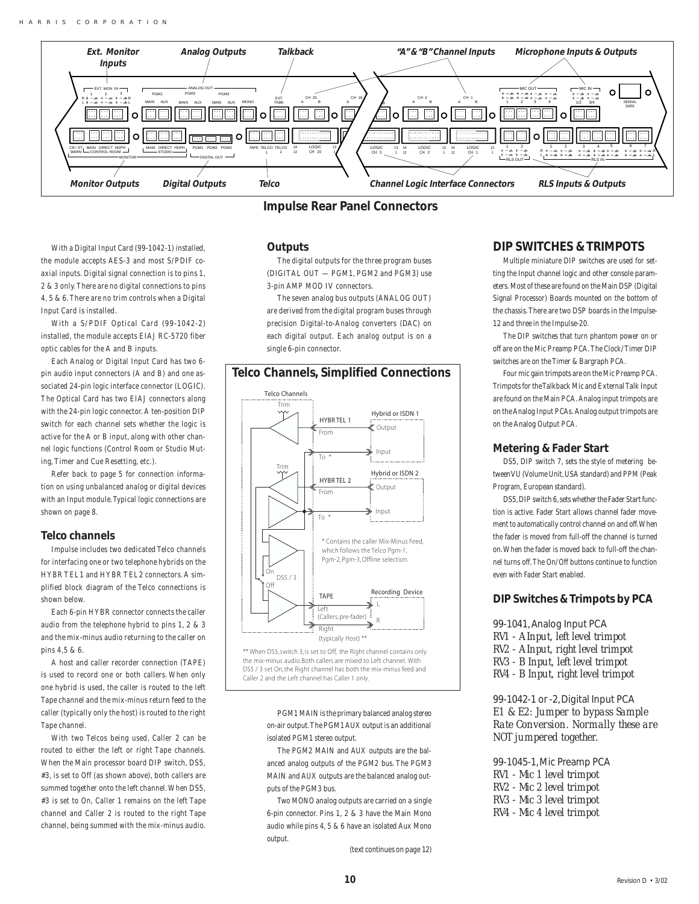**Impulse Rear Panel Connectors**

With a Digital Input Card (99-1042-1) installed, the module accepts AES-3 and most S/PDIF coaxial inputs. Digital signal connection is to pins 1, 2 & 3 only. There are no digital connections to pins 4, 5 & 6. There are no trim controls when a Digital Input Card is installed.

With a S/PDIF Optical Card (99-1042-2) installed, the module accepts EIAJ RC-5720 fiber optic cables for the A and B inputs.

Each Analog or Digital Input Card has two 6-pin audio input connectors (A and B) and one associated 24-pin logic interface connector (LOGIC). The Optical Card has two EIAJ connectors along with the 24-pin logic connector. A ten-position DIP switch for each channel sets whether the logic is active for the A or B input, along with other channel logic functions (Control Room or Studio Muting, Timer and Cue Resetting, etc.).

Refer back to page 5 for connection information on using unbalanced analog or digital devices with an Input module. Typical logic connections are shown on page 8.

## Telco channels

Impulse includes two dedicated Telco channels for interfacing one or two telephone hybrids on the HYBR TEL 1 and HYBR TEL 2 connectors. A simplified block diagram of the Telco connections is shown below.

Each 6-pin HYBR connector connects the caller audio from the telephone hybrid to pins 1, 2 & 3 and the mix-minus audio returning to the caller on pins 4,5 & 6.

A host and caller recorder connection (TAPE) is used to record one or both callers. When only one hybrid is used, the caller is routed to the left Tape channel and the mix-minus return feed to the caller (typically only the host) is routed to the right Tape channel.

With two Telcos being used, Caller 2 can be routed to either the left or right Tape channels. When the Main processor board DIP switch, DS5, #3, is set to Off (as shown above), both callers are summed together onto the left channel. When DS5, #3 is set to On, Caller 1 remains on the left Tape channel and Caller 2 is routed to the right Tape channel, being summed with the mix-minus audio.

## Outputs

The digital outputs for the three program buses (DIGITAL OUT — PGM1, PGM2 and PGM3) use 3-pin AMP MOD IV connectors.

The seven analog bus outputs (ANALOG OUT) are derived from the digital program buses through precision Digital-to-Analog converters (DAC) on each digital output. Each analog output is on a single 6-pin connector.

## Telco Channels, Simplified Connections

\* Contains the caller Mix-Minus Feed, which follows the Telco Pgm-1, Pgm-2,Pgm-3, Offline selection.

\*\* When DS5, switch 3, is set to Off, the Right channel contains only the mix-minus audio. Both callers are mixed to Left channel. With DS5 / 3 set On, the Right channel has both the mix-minus feed and Caller 2 and the Left channel has Caller 1 only.

PGM1 MAIN is the primary balanced analog stereo on-air output. The PGM1 AUX output is an additional isolated PGM1 stereo output.

The PGM2 MAIN and AUX outputs are the balanced analog outputs of the PGM2 bus. The PGM3 MAIN and AUX outputs are the balanced analog outputs of the PGM3 bus.

Two MONO analog outputs are carried on a single 6-pin connector. Pins 1, 2 & 3 have the Main Mono audio while pins 4, 5 & 6 have an isolated Aux Mono output.

(text continues on page 12)

## DIP SWITCHES & TRIMPOTS

Multiple miniature DIP switches are used for setting the Input channel logic and other console parameters. Most of these are found on the Main DSP (Digital Signal Processor) Boards mounted on the bottom of the chassis. There are two DSP boards in the Impulse-12 and three in the Impulse-20.

The DIP switches that turn phantom power on or off are on the Mic Preamp PCA. The Clock/Timer DIP switches are on the Timer & Bargraph PCA.

Four mic gain trimpots are on the Mic Preamp PCA. Trimpots for the Talkback Mic and External Talk Input are found on the Main PCA. Analog input trimpots are on the Analog Input PCAs. Analog output trimpots are on the Analog Output PCA.

### Metering & Fader Start

DS5, DIP switch 7, sets the style of metering between VU (Volume Unit, USA standard) and PPM (Peak Program, European standard).

DS5, DIP switch 6, sets whether the Fader Start function is active. Fader Start allows channel fader movement to automatically control channel on and off. When the fader is moved from full-off the channel is turned on. When the fader is moved back to full-off the channel turns off. The On/Off buttons continue to function even with Fader Start enabled.

### DIP Switches & Trimpots by PCA

99-1041, Analog Input PCA
*RV1 - A Input, left level trimpot*
*RV2 - A Input, right level trimpot*
*RV3 - B Input, left level trimpot*
*RV4 - B Input, right level trimpot*

99-1042-1 or -2, Digital Input PCA
*E1 & E2: Jumper to bypass Sample Rate Conversion. Normally these are NOT jumpered together.*

99-1045-1, Mic Preamp PCA
*RV1 - Mic 1 level trimpot*
*RV2 - Mic 2 level trimpot*
*RV3 - Mic 3 level trimpot*
*RV4 - Mic 4 level trimpot*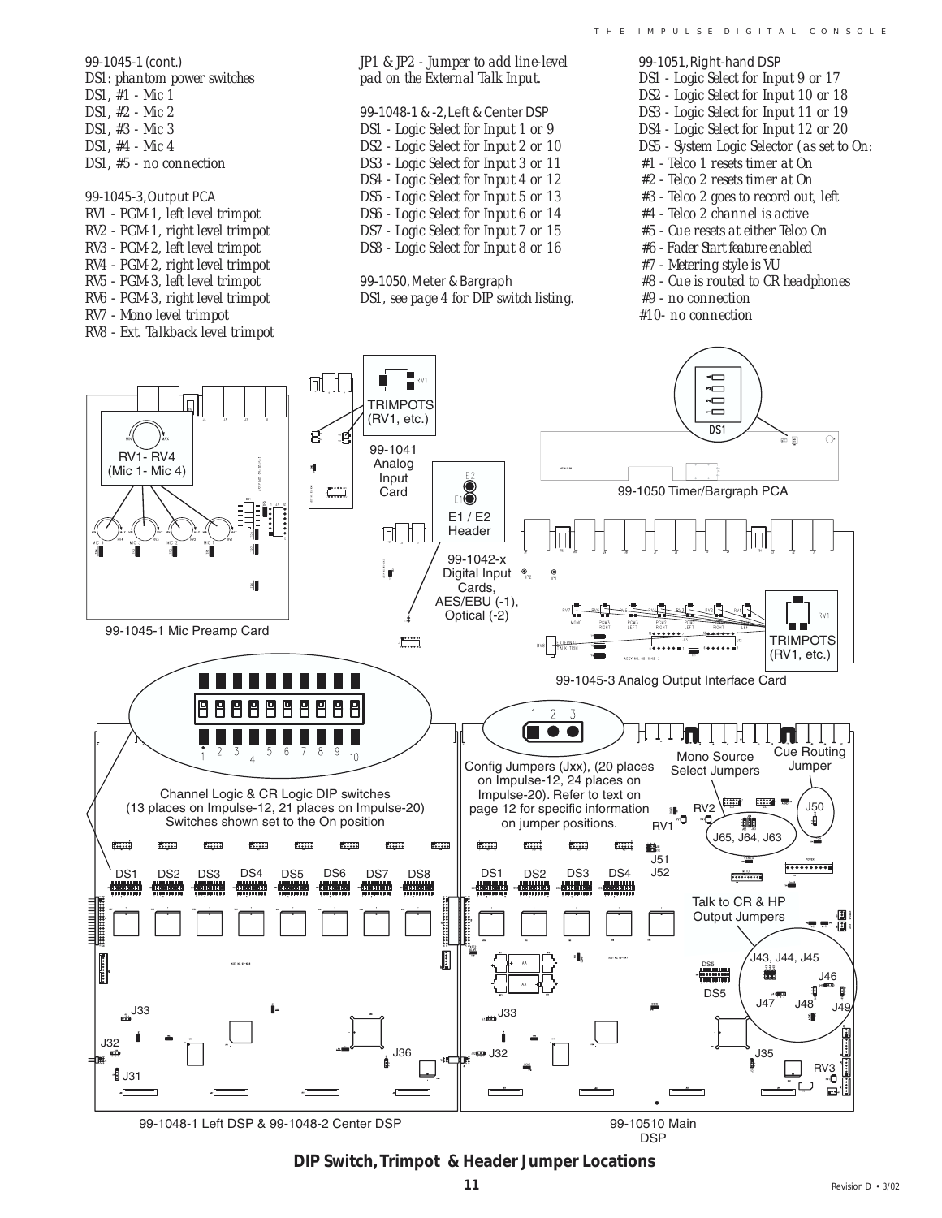99-1045-1 (cont.)
DS1: phantom power switches
DS1, #1 - Mic 1
DS1, #2 - Mic 2
DS1, #3 - Mic 3
DS1, #4 - Mic 4
DS1, #5 - no connection

99-1045-3, Output PCA
RV1 - PGM-1, left level trimpot
RV2 - PGM-1, right level trimpot
RV3 - PGM-2, left level trimpot
RV4 - PGM-2, right level trimpot
RV5 - PGM-3, left level trimpot
RV6 - PGM-3, right level trimpot
RV7 - Mono level trimpot
RV8 - Ext. Talkback level trimpot

JP1 & JP2 - Jumper to add line-level pad on the External Talk Input.

99-1048-1 & -2, Left & Center DSP
DS1 - Logic Select for Input 1 or 9
DS2 - Logic Select for Input 2 or 10
DS3 - Logic Select for Input 3 or 11
DS4 - Logic Select for Input 4 or 12
DS5 - Logic Select for Input 5 or 13
DS6 - Logic Select for Input 6 or 14
DS7 - Logic Select for Input 7 or 15
DS8 - Logic Select for Input 8 or 16

99-1050, Meter & Bargraph
DS1, see page 4 for DIP switch listing.

99-1051, Right-hand DSP
DS1 - Logic Select for Input 9 or 17
DS2 - Logic Select for Input 10 or 18
DS3 - Logic Select for Input 11 or 19
DS4 - Logic Select for Input 12 or 20
DS5 - System Logic Selector (as set to On:
#1 - Telco 1 resets timer at On
#2 - Telco 2 resets timer at On
#3 - Telco 2 goes to record out, left
#4 - Telco 2 channel is active
#5 - Cue resets at either Telco On
#6 - Fader Start feature enabled
#7 - Metering style is VU
#8 - Cue is routed to CR headphones
#9 - no connection
#10- no connection

RV1- RV4 (Mic 1- Mic 4)

99-1045-1 Mic Preamp Card

TRIMPOTS (RV1, etc.)

99-1041 Analog Input Card

E1 / E2 Header

99-1042-x Digital Input Cards, AES/EBU (-1), Optical (-2)

DS1

99-1050 Timer/Bargraph PCA

TRIMPOTS (RV1, etc.)

99-1045-3 Analog Output Interface Card

Channel Logic & CR Logic DIP switches (13 places on Impulse-12, 21 places on Impulse-20) Switches shown set to the On position

Config Jumpers (Jxx), (20 places on Impulse-12, 24 places on Impulse-20). Refer to text on page 12 for specific information on jumper positions.

Mono Source Select Jumpers

Cue Routing Jumper

J65, J64, J63

Talk to CR & HP Output Jumpers

J43, J44, J45

99-1048-1 Left DSP & 99-1048-2 Center DSP

99-10510 Main DSP

**DIP Switch, Trimpot & Header Jumper Locations**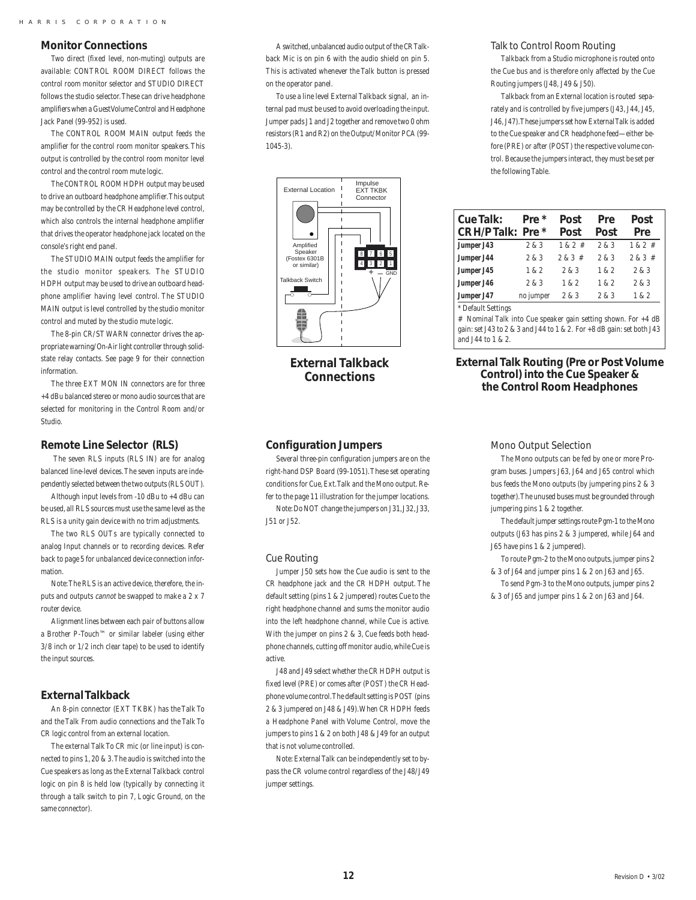## Monitor Connections

Two direct (fixed level, non-muting) outputs are available: CONTROL ROOM DIRECT follows the control room monitor selector and STUDIO DIRECT follows the studio selector. These can drive headphone amplifiers when a Guest Volume Control and Headphone Jack Panel (99-952) is used.

The CONTROL ROOM MAIN output feeds the amplifier for the control room monitor speakers. This output is controlled by the control room monitor level control and the control room mute logic.

The CONTROL ROOM HDPH output may be used to drive an outboard headphone amplifier. This output may be controlled by the CR Headphone level control, which also controls the internal headphone amplifier that drives the operator headphone jack located on the console's right end panel.

The STUDIO MAIN output feeds the amplifier for the studio monitor speakers. The STUDIO HDPH output may be used to drive an outboard headphone amplifier having level control. The STUDIO MAIN output is level controlled by the studio monitor control and muted by the studio mute logic.

The 8-pin CR/ST WARN connector drives the appropriate warning/On-Air light controller through solid-state relay contacts. See page 9 for their connection information.

The three EXT MON IN connectors are for three +4 dBu balanced stereo or mono audio sources that are selected for monitoring in the Control Room and/or Studio.

## Remote Line Selector (RLS)

The seven RLS inputs (RLS IN) are for analog balanced line-level devices. The seven inputs are independently selected between the two outputs (RLS OUT).

Although input levels from -10 dBu to +4 dBu can be used, all RLS sources must use the same level as the RLS is a unity gain device with no trim adjustments.

The two RLS OUTs are typically connected to analog Input channels or to recording devices. Refer back to page 5 for unbalanced device connection information.

Note: The RLS is an active device, therefore, the inputs and outputs *cannot* be swapped to make a 2 x 7 router device.

Alignment lines between each pair of buttons allow a Brother P-Touch™ or similar labeler (using either 3/8 inch or 1/2 inch clear tape) to be used to identify the input sources.

## External Talkback

An 8-pin connector (EXT TKBK) has the Talk To and the Talk From audio connections and the Talk To CR logic control from an external location.

The external Talk To CR mic (or line input) is connected to pins 1, 2 0 & 3. The audio is switched into the Cue speakers as long as the External Talkback control logic on pin 8 is held low (typically by connecting it through a talk switch to pin 7, Logic Ground, on the same connector).

A switched, unbalanced audio output of the CR Talkback Mic is on pin 6 with the audio shield on pin 5. This is activated whenever the Talk button is pressed on the operator panel.

To use a line level External Talkback signal, an internal pad must be used to avoid overloading the input. Jumper pads J1 and J2 together and remove two 0 ohm resistors (R1 and R2) on the Output/Monitor PCA (99-1045-3).

**External Talkback Connections**

## Configuration Jumpers

Several three-pin configuration jumpers are on the right-hand DSP Board (99-1051). These set operating conditions for Cue, Ext. Talk and the Mono output. Refer to the page 11 illustration for the jumper locations.

Note: Do NOT change the jumpers on J31, J32, J33, J51 or J52.

### Cue Routing

Jumper J50 sets how the Cue audio is sent to the CR headphone jack and the CR HDPH output. The default setting (pins 1 & 2 jumpered) routes Cue to the right headphone channel and sums the monitor audio into the left headphone channel, while Cue is active. With the jumper on pins 2 & 3, Cue feeds both headphone channels, cutting off monitor audio, while Cue is active.

J48 and J49 select whether the CR HDPH output is fixed level (PRE) or comes after (POST) the CR Headphone volume control. The default setting is POST (pins 2 & 3 jumpered on J48 & J49). When CR HDPH feeds a Headphone Panel with Volume Control, move the jumpers to pins 1 & 2 on both J48 & J49 for an output that is not volume controlled.

Note: External Talk can be independently set to bypass the CR volume control regardless of the J48/J49 jumper settings.

### Talk to Control Room Routing

Talkback from a Studio microphone is routed onto the Cue bus and is therefore only affected by the Cue Routing jumpers (J48, J49 & J50).

Talkback from an External location is routed separately and is controlled by five jumpers (J43, J44, J45, J46, J47). These jumpers set how External Talk is added to the Cue speaker and CR headphone feed—either before (PRE) or after (POST) the respective volume control. Because the jumpers interact, they must be set per the following Table.

| Cue Talk: | Pre * | Post | Pre | Post |
|---|---|---|---|---|
| **CR H/P Talk:** | **Pre *** | **Post** | **Post** | **Pre** |
| Jumper J43 | 2 & 3 | 1 & 2 # | 2 & 3 | 1 & 2 # |
| Jumper J44 | 2 & 3 | 2 & 3 # | 2 & 3 | 2 & 3 # |
| Jumper J45 | 1 & 2 | 2 & 3 | 1 & 2 | 2 & 3 |
| Jumper J46 | 2 & 3 | 1 & 2 | 1 & 2 | 2 & 3 |
| Jumper J47 | no jumper | 2 & 3 | 2 & 3 | 1 & 2 |

\* Default Settings

\# Nominal Talk into Cue speaker gain setting shown. For +4 dB gain: set J43 to 2 & 3 and J44 to 1 & 2. For +8 dB gain: set both J43 and J44 to 1 & 2.

**External Talk Routing (Pre or Post Volume Control) into the Cue Speaker & the Control Room Headphones**

### Mono Output Selection

The Mono outputs can be fed by one or more Program buses. Jumpers J63, J64 and J65 control which bus feeds the Mono outputs (by jumpering pins 2 & 3 together). The unused buses must be grounded through jumpering pins 1 & 2 together.

The default jumper settings route Pgm-1 to the Mono outputs (J63 has pins 2 & 3 jumpered, while J64 and J65 have pins 1 & 2 jumpered).

To route Pgm-2 to the Mono outputs, jumper pins 2 & 3 of J64 and jumper pins 1 & 2 on J63 and J65.

To send Pgm-3 to the Mono outputs, jumper pins 2 & 3 of J65 and jumper pins 1 & 2 on J63 and J64.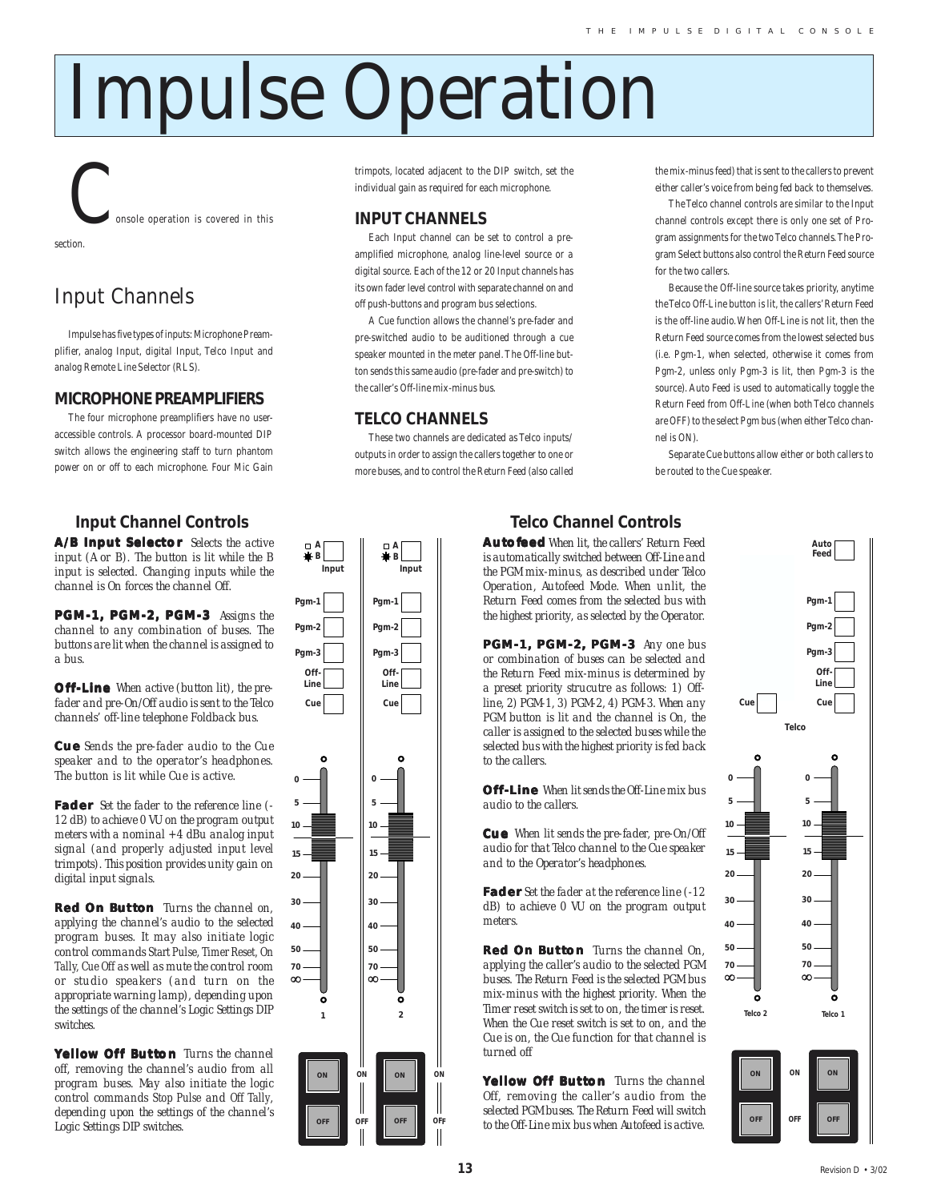# Impulse Operation

Console operation is covered in this section.

## Input Channels

Impulse has five types of inputs: Microphone Preamplifier, analog Input, digital Input, Telco Input and analog Remote Line Selector (RLS).

### MICROPHONE PREAMPLIFIERS

The four microphone preamplifiers have no user-accessible controls. A processor board-mounted DIP switch allows the engineering staff to turn phantom power on or off to each microphone. Four Mic Gain trimpots, located adjacent to the DIP switch, set the individual gain as required for each microphone.

### INPUT CHANNELS

Each Input channel can be set to control a pre-amplified microphone, analog line-level source or a digital source. Each of the 12 or 20 Input channels has its own fader level control with separate channel on and off push-buttons and program bus selections.

A Cue function allows the channel's pre-fader and pre-switched audio to be auditioned through a cue speaker mounted in the meter panel. The Off-line button sends this same audio (pre-fader and pre-switch) to the caller's Off-line mix-minus bus.

### TELCO CHANNELS

These two channels are dedicated as Telco inputs/outputs in order to assign the callers together to one or more buses, and to control the Return Feed (also called the mix-minus feed) that is sent to the callers to prevent either caller's voice from being fed back to themselves.

The Telco channel controls are similar to the Input channel controls except there is only one set of Program assignments for the two Telco channels. The Program Select buttons also control the Return Feed source for the two callers.

Because the Off-line source takes priority, anytime the Telco Off-Line button is lit, the callers' Return Feed is the off-line audio. When Off-Line is not lit, then the Return Feed source comes from the lowest selected bus (i.e. Pgm-1, when selected, otherwise it comes from Pgm-2, unless only Pgm-3 is lit, then Pgm-3 is the source). Auto Feed is used to automatically toggle the Return Feed from Off-Line (when both Telco channels are OFF) to the select Pgm bus (when either Telco channel is ON).

Separate Cue buttons allow either or both callers to be routed to the Cue speaker.

### Input Channel Controls

**A/B Input Selector** *Selects the active input (A or B). The button is lit while the B input is selected. Changing inputs while the channel is On forces the channel Off.*

**PGM-1, PGM-2, PGM-3** *Assigns the channel to any combination of buses. The buttons are lit when the channel is assigned to a bus.*

**Off-Line** *When active (button lit), the pre-fader and pre-On/Off audio is sent to the Telco channels' off-line telephone Foldback bus.*

**Cue** *Sends the pre-fader audio to the Cue speaker and to the operator's headphones. The button is lit while Cue is active.*

**Fader** *Set the fader to the reference line (-12 dB) to achieve 0 VU on the program output meters with a nominal +4 dBu analog input signal (and properly adjusted input level trimpots). This position provides unity gain on digital input signals.*

**Red On Button** *Turns the channel on, applying the channel's audio to the selected program buses. It may also initiate logic control commands Start Pulse, Timer Reset, On Tally, Cue Off as well as mute the control room or studio speakers (and turn on the appropriate warning lamp), depending upon the settings of the channel's Logic Settings DIP switches.*

**Yellow Off Button** *Turns the channel off, removing the channel's audio from all program buses. May also initiate the logic control commands Stop Pulse and Off Tally, depending upon the settings of the channel's Logic Settings DIP switches.*

### Telco Channel Controls

**Autofeed** *When lit, the callers' Return Feed is automatically switched between Off-Line and the PGM mix-minus, as described under Telco Operation, Autofeed Mode. When unlit, the Return Feed comes from the selected bus with the highest priority, as selected by the Operator.*

**PGM-1, PGM-2, PGM-3** *Any one bus or combination of buses can be selected and the Return Feed mix-minus is determined by a preset priority strucutre as follows: 1) Off-line, 2) PGM-1, 3) PGM-2, 4) PGM-3. When any PGM button is lit and the channel is On, the caller is assigned to the selected buses while the selected bus with the highest priority is fed back to the callers.*

**Off-Line** *When lit sends the Off-Line mix bus audio to the callers.*

**Cue** *When lit sends the pre-fader, pre-On/Off audio for that Telco channel to the Cue speaker and to the Operator's headphones.*

**Fader** *Set the fader at the reference line (-12 dB) to achieve 0 VU on the program output meters.*

**Red On Button** *Turns the channel On, applying the caller's audio to the selected PGM buses. The Return Feed is the selected PGM bus mix-minus with the highest priority. When the Timer reset switch is set to on, the timer is reset. When the Cue reset switch is set to on, and the Cue is on, the Cue function for that channel is turned off*

**Yellow Off Button** *Turns the channel Off, removing the caller's audio from the selected PGM buses. The Return Feed will switch to the Off-Line mix bus when Autofeed is active.*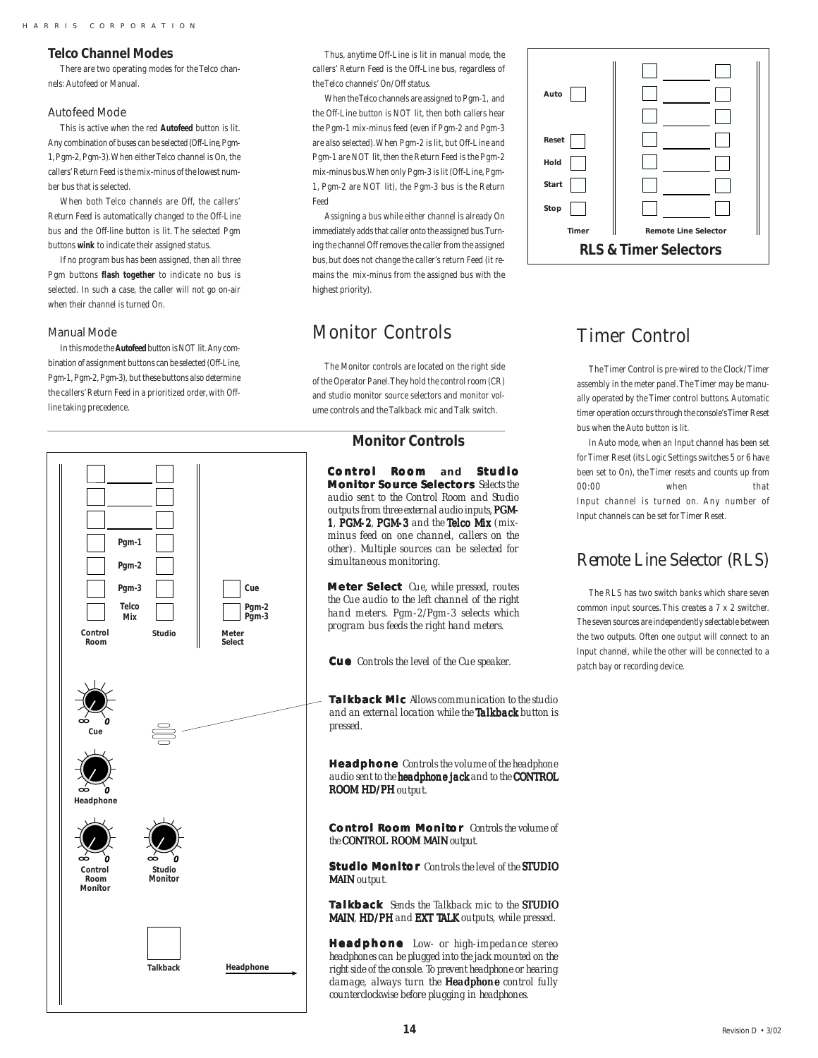## Telco Channel Modes

There are two operating modes for the Telco channels: Autofeed or Manual.

### Autofeed Mode

This is active when the red **Autofeed** button is lit. Any combination of buses can be selected (Off-Line, Pgm-1, Pgm-2, Pgm-3). When either Telco channel is On, the callers' Return Feed is the mix-minus of the lowest number bus that is selected.

When both Telco channels are Off, the callers' Return Feed is automatically changed to the Off-Line bus and the Off-line button is lit. The selected Pgm buttons **wink** to indicate their assigned status.

If no program bus has been assigned, then all three Pgm buttons **flash together** to indicate no bus is selected. In such a case, the caller will not go on-air when their channel is turned On.

### Manual Mode

In this mode the **Autofeed** button is NOT lit. Any combination of assignment buttons can be selected (Off-Line, Pgm-1, Pgm-2, Pgm-3), but these buttons also determine the callers' Return Feed in a prioritized order, with Off-line taking precedence.

Thus, anytime Off-Line is lit in manual mode, the callers' Return Feed is the Off-Line bus, regardless of the Telco channels' On/Off status.

When the Telco channels are assigned to Pgm-1, and the Off-Line button is NOT lit, then both callers hear the Pgm-1 mix-minus feed (even if Pgm-2 and Pgm-3 are also selected). When Pgm-2 is lit, but Off-Line and Pgm-1 are NOT lit, then the Return Feed is the Pgm-2 mix-minus bus. When only Pgm-3 is lit (Off-Line, Pgm-1, Pgm-2 are NOT lit), the Pgm-3 bus is the Return Feed

Assigning a bus while either channel is already On immediately adds that caller onto the assigned bus. Turning the channel Off removes the caller from the assigned bus, but does not change the caller's return Feed (it remains the mix-minus from the assigned bus with the highest priority).

# Monitor Controls

The Monitor controls are located on the right side of the Operator Panel. They hold the control room (CR) and studio monitor source selectors and monitor volume controls and the Talkback mic and Talk switch.

Pgm-1
Pgm-2
Pgm-3
Telco Mix
Control Room
Studio
Cue
Pgm-2 Pgm-3
Meter Select
Cue
Headphone
Control Room Monitor
Studio Monitor
Talkback
Headphone

### Monitor Controls

**Control Room and Studio Monitor Source Selectors** *Selects the audio sent to the Control Room and Studio outputs from three external audio inputs,* ***PGM-1****,* ***PGM-2****,* ***PGM-3*** *and the* ***Telco Mix*** *(mix-minus feed on one channel, callers on the other). Multiple sources can be selected for simultaneous monitoring.*

**Meter Select** *Cue, while pressed, routes the Cue audio to the left channel of the right hand meters. Pgm-2/Pgm-3 selects which program bus feeds the right hand meters.*

**Cue** *Controls the level of the Cue speaker.*

**Talkback Mic** *Allows communication to the studio and an external location while the* ***Talkback*** *button is pressed.*

**Headphone** *Controls the volume of the headphone audio sent to the* ***headphone jack*** *and to the* ***CONTROL ROOM HD/PH*** *output.*

**Control Room Monitor** *Controls the volume of the* ***CONTROL ROOM MAIN*** *output.*

**Studio Monitor** *Controls the level of the* ***STUDIO MAIN*** *output.*

**Talkback** *Sends the Talkback mic to the* ***STUDIO MAIN****,* ***HD/PH*** *and* ***EXT TALK*** *outputs, while pressed.*

**Headphone** *Low- or high-impedance stereo headphones can be plugged into the jack mounted on the right side of the console. To prevent headphone or hearing damage, always turn the* ***Headphone*** *control fully counterclockwise before plugging in headphones.*

Auto
Reset
Hold
Start
Stop
Timer
Remote Line Selector

**RLS & Timer Selectors**

# Timer Control

The Timer Control is pre-wired to the Clock/Timer assembly in the meter panel. The Timer may be manually operated by the Timer control buttons. Automatic timer operation occurs through the console's Timer Reset bus when the Auto button is lit.

In Auto mode, when an Input channel has been set for Timer Reset (its Logic Settings switches 5 or 6 have been set to On), the Timer resets and counts up from 00:00 when that Input channel is turned on. Any number of Input channels can be set for Timer Reset.

# Remote Line Selector (RLS)

The RLS has two switch banks which share seven common input sources. This creates a 7 x 2 switcher. The seven sources are independently selectable between the two outputs. Often one output will connect to an Input channel, while the other will be connected to a patch bay or recording device.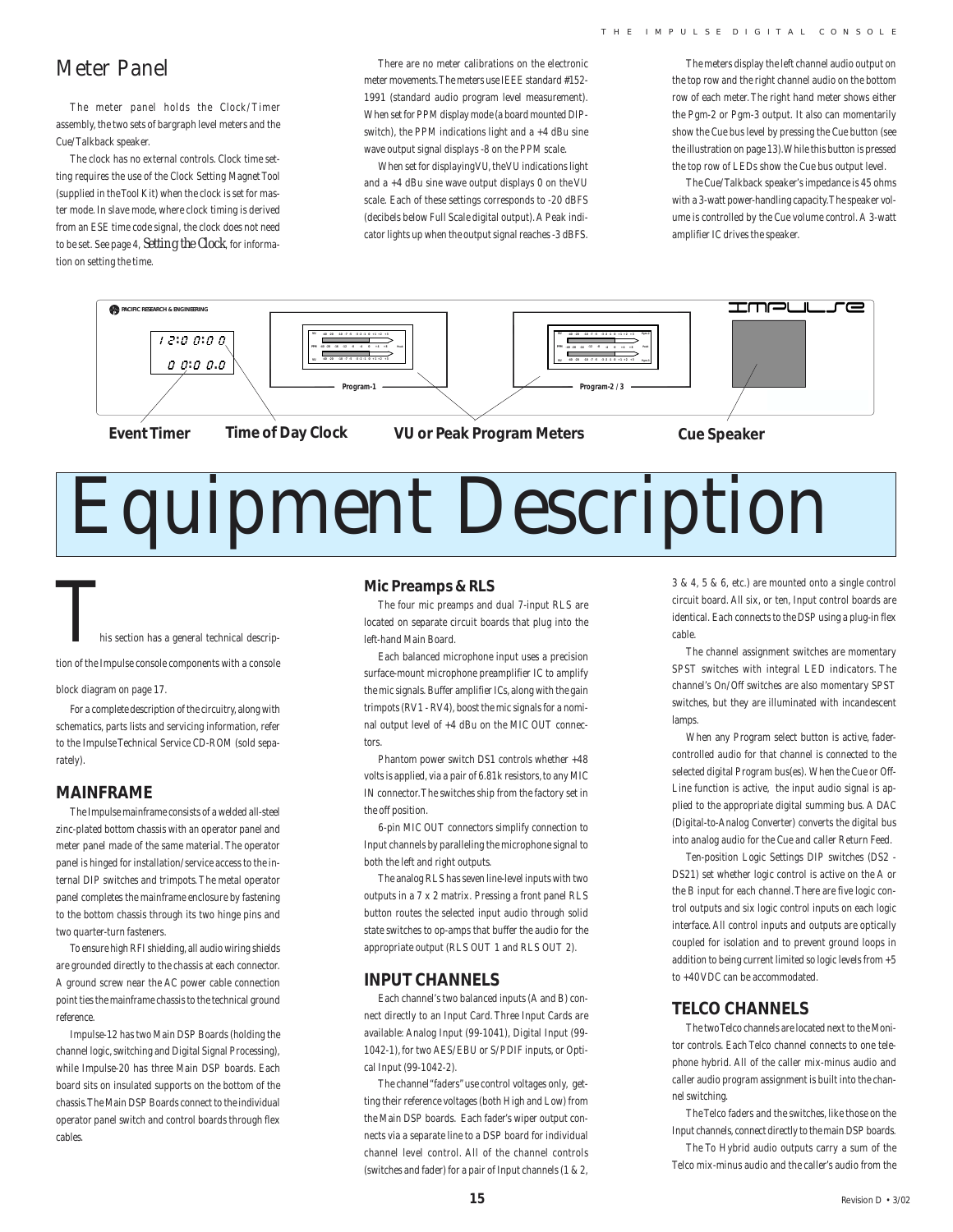## Meter Panel

The meter panel holds the Clock/Timer assembly, the two sets of bargraph level meters and the Cue/Talkback speaker.

The clock has no external controls. Clock time setting requires the use of the Clock Setting Magnet Tool (supplied in the Tool Kit) when the clock is set for master mode. In slave mode, where clock timing is derived from an ESE time code signal, the clock does not need to be set. See page 4, *Setting the Clock*, for information on setting the time.

There are no meter calibrations on the electronic meter movements. The meters use IEEE standard #152-1991 (standard audio program level measurement). When set for PPM display mode (a board mounted DIP-switch), the PPM indications light and a +4 dBu sine wave output signal displays -8 on the PPM scale.

When set for displaying VU, the VU indications light and a +4 dBu sine wave output displays 0 on the VU scale. Each of these settings corresponds to -20 dBFS (decibels below Full Scale digital output). A Peak indicator lights up when the output signal reaches -3 dBFS.

The meters display the left channel audio output on the top row and the right channel audio on the bottom row of each meter. The right hand meter shows either the Pgm-2 or Pgm-3 output. It also can momentarily show the Cue bus level by pressing the Cue button (see the illustration on page 13). While this button is pressed the top row of LEDs show the Cue bus output level.

The Cue/Talkback speaker's impedance is 45 ohms with a 3-watt power-handling capacity. The speaker volume is controlled by the Cue volume control. A 3-watt amplifier IC drives the speaker.

PACIFIC RESEARCH & ENGINEERING

12:00:00 / 00:00.0

Program-1 — Program-2 / 3

IMPULSE

**Event Timer** — **Time of Day Clock** — **VU or Peak Program Meters** — **Cue Speaker**

# Equipment Description

This section has a general technical description of the Impulse console components with a console block diagram on page 17.

For a complete description of the circuitry, along with schematics, parts lists and servicing information, refer to the Impulse Technical Service CD-ROM (sold separately).

## MAINFRAME

The Impulse mainframe consists of a welded all-steel zinc-plated bottom chassis with an operator panel and meter panel made of the same material. The operator panel is hinged for installation/service access to the internal DIP switches and trimpots. The metal operator panel completes the mainframe enclosure by fastening to the bottom chassis through its two hinge pins and two quarter-turn fasteners.

To ensure high RFI shielding, all audio wiring shields are grounded directly to the chassis at each connector. A ground screw near the AC power cable connection point ties the mainframe chassis to the technical ground reference.

Impulse-12 has two Main DSP Boards (holding the channel logic, switching and Digital Signal Processing), while Impulse-20 has three Main DSP boards. Each board sits on insulated supports on the bottom of the chassis. The Main DSP Boards connect to the individual operator panel switch and control boards through flex cables.

### Mic Preamps & RLS

The four mic preamps and dual 7-input RLS are located on separate circuit boards that plug into the left-hand Main Board.

Each balanced microphone input uses a precision surface-mount microphone preamplifier IC to amplify the mic signals. Buffer amplifier ICs, along with the gain trimpots (RV1 - RV4), boost the mic signals for a nominal output level of +4 dBu on the MIC OUT connectors.

Phantom power switch DS1 controls whether +48 volts is applied, via a pair of 6.81k resistors, to any MIC IN connector. The switches ship from the factory set in the off position.

6-pin MIC OUT connectors simplify connection to Input channels by paralleling the microphone signal to both the left and right outputs.

The analog RLS has seven line-level inputs with two outputs in a 7 x 2 matrix. Pressing a front panel RLS button routes the selected input audio through solid state switches to op-amps that buffer the audio for the appropriate output (RLS OUT 1 and RLS OUT 2).

## INPUT CHANNELS

Each channel's two balanced inputs (A and B) connect directly to an Input Card. Three Input Cards are available: Analog Input (99-1041), Digital Input (99-1042-1), for two AES/EBU or S/PDIF inputs, or Optical Input (99-1042-2).

The channel "faders" use control voltages only, getting their reference voltages (both High and Low) from the Main DSP boards. Each fader's wiper output connects via a separate line to a DSP board for individual channel level control. All of the channel controls (switches and fader) for a pair of Input channels (1 & 2, 3 & 4, 5 & 6, etc.) are mounted onto a single control circuit board. All six, or ten, Input control boards are identical. Each connects to the DSP using a plug-in flex cable.

The channel assignment switches are momentary SPST switches with integral LED indicators. The channel's On/Off switches are also momentary SPST switches, but they are illuminated with incandescent lamps.

When any Program select button is active, fader-controlled audio for that channel is connected to the selected digital Program bus(es). When the Cue or Off-Line function is active, the input audio signal is applied to the appropriate digital summing bus. A DAC (Digital-to-Analog Converter) converts the digital bus into analog audio for the Cue and caller Return Feed.

Ten-position Logic Settings DIP switches (DS2 - DS21) set whether logic control is active on the A or the B input for each channel. There are five logic control outputs and six logic control inputs on each logic interface. All control inputs and outputs are optically coupled for isolation and to prevent ground loops in addition to being current limited so logic levels from +5 to +40 VDC can be accommodated.

## TELCO CHANNELS

The two Telco channels are located next to the Monitor controls. Each Telco channel connects to one telephone hybrid. All of the caller mix-minus audio and caller audio program assignment is built into the channel switching.

The Telco faders and the switches, like those on the Input channels, connect directly to the main DSP boards.

The To Hybrid audio outputs carry a sum of the Telco mix-minus audio and the caller's audio from the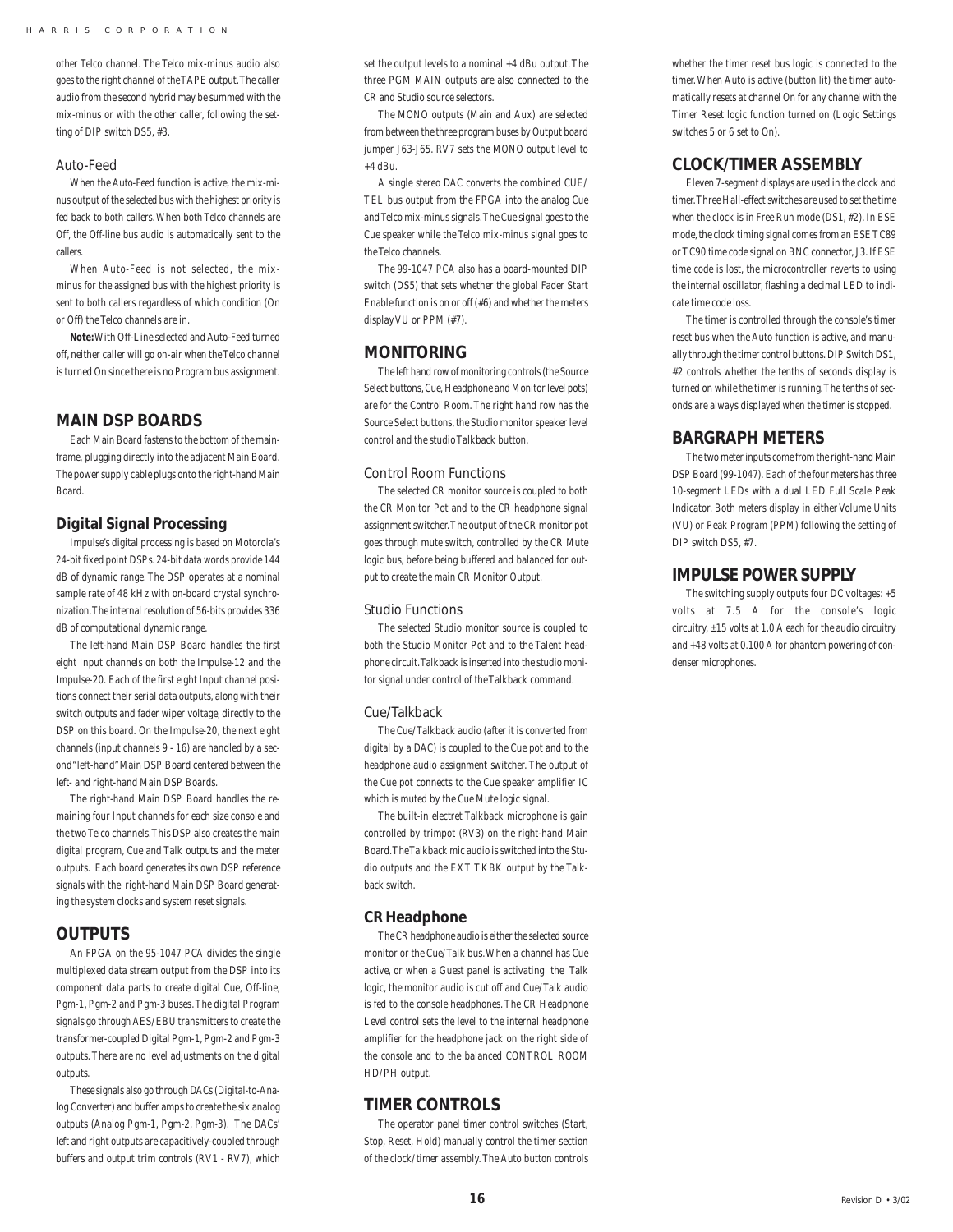other Telco channel. The Telco mix-minus audio also goes to the right channel of the TAPE output. The caller audio from the second hybrid may be summed with the mix-minus or with the other caller, following the setting of DIP switch DS5, #3.

### Auto-Feed

When the Auto-Feed function is active, the mix-minus output of the selected bus with the highest priority is fed back to both callers. When both Telco channels are Off, the Off-line bus audio is automatically sent to the callers.

When Auto-Feed is not selected, the mix-minus for the assigned bus with the highest priority is sent to both callers regardless of which condition (On or Off) the Telco channels are in.

**Note:** With Off-Line selected and Auto-Feed turned off, neither caller will go on-air when the Telco channel is turned On since there is no Program bus assignment.

## MAIN DSP BOARDS

Each Main Board fastens to the bottom of the mainframe, plugging directly into the adjacent Main Board. The power supply cable plugs onto the right-hand Main Board.

### Digital Signal Processing

Impulse's digital processing is based on Motorola's 24-bit fixed point DSPs. 24-bit data words provide 144 dB of dynamic range. The DSP operates at a nominal sample rate of 48 kHz with on-board crystal synchronization. The internal resolution of 56-bits provides 336 dB of computational dynamic range.

The left-hand Main DSP Board handles the first eight Input channels on both the Impulse-12 and the Impulse-20. Each of the first eight Input channel positions connect their serial data outputs, along with their switch outputs and fader wiper voltage, directly to the DSP on this board. On the Impulse-20, the next eight channels (input channels 9 - 16) are handled by a second "left-hand" Main DSP Board centered between the left- and right-hand Main DSP Boards.

The right-hand Main DSP Board handles the remaining four Input channels for each size console and the two Telco channels. This DSP also creates the main digital program, Cue and Talk outputs and the meter outputs. Each board generates its own DSP reference signals with the right-hand Main DSP Board generating the system clocks and system reset signals.

## OUTPUTS

An FPGA on the 95-1047 PCA divides the single multiplexed data stream output from the DSP into its component data parts to create digital Cue, Off-line, Pgm-1, Pgm-2 and Pgm-3 buses. The digital Program signals go through AES/EBU transmitters to create the transformer-coupled Digital Pgm-1, Pgm-2 and Pgm-3 outputs. There are no level adjustments on the digital outputs.

These signals also go through DACs (Digital-to-Analog Converter) and buffer amps to create the six analog outputs (Analog Pgm-1, Pgm-2, Pgm-3). The DACs' left and right outputs are capacitively-coupled through buffers and output trim controls (RV1 - RV7), which set the output levels to a nominal +4 dBu output. The three PGM MAIN outputs are also connected to the CR and Studio source selectors.

The MONO outputs (Main and Aux) are selected from between the three program buses by Output board jumper J63-J65. RV7 sets the MONO output level to +4 dBu.

A single stereo DAC converts the combined CUE/TEL bus output from the FPGA into the analog Cue and Telco mix-minus signals. The Cue signal goes to the Cue speaker while the Telco mix-minus signal goes to the Telco channels.

The 99-1047 PCA also has a board-mounted DIP switch (DS5) that sets whether the global Fader Start Enable function is on or off (#6) and whether the meters display VU or PPM (#7).

## MONITORING

The left hand row of monitoring controls (the Source Select buttons, Cue, Headphone and Monitor level pots) are for the Control Room. The right hand row has the Source Select buttons, the Studio monitor speaker level control and the studio Talkback button.

### Control Room Functions

The selected CR monitor source is coupled to both the CR Monitor Pot and to the CR headphone signal assignment switcher. The output of the CR monitor pot goes through mute switch, controlled by the CR Mute logic bus, before being buffered and balanced for output to create the main CR Monitor Output.

### Studio Functions

The selected Studio monitor source is coupled to both the Studio Monitor Pot and to the Talent headphone circuit. Talkback is inserted into the studio monitor signal under control of the Talkback command.

### Cue/Talkback

The Cue/Talkback audio (after it is converted from digital by a DAC) is coupled to the Cue pot and to the headphone audio assignment switcher. The output of the Cue pot connects to the Cue speaker amplifier IC which is muted by the Cue Mute logic signal.

The built-in electret Talkback microphone is gain controlled by trimpot (RV3) on the right-hand Main Board. The Talkback mic audio is switched into the Studio outputs and the EXT TKBK output by the Talkback switch.

### CR Headphone

The CR headphone audio is either the selected source monitor or the Cue/Talk bus. When a channel has Cue active, or when a Guest panel is activating the Talk logic, the monitor audio is cut off and Cue/Talk audio is fed to the console headphones. The CR Headphone Level control sets the level to the internal headphone amplifier for the headphone jack on the right side of the console and to the balanced CONTROL ROOM HD/PH output.

## TIMER CONTROLS

The operator panel timer control switches (Start, Stop, Reset, Hold) manually control the timer section of the clock/timer assembly. The Auto button controls whether the timer reset bus logic is connected to the timer. When Auto is active (button lit) the timer automatically resets at channel On for any channel with the Timer Reset logic function turned on (Logic Settings switches 5 or 6 set to On).

## CLOCK/TIMER ASSEMBLY

Eleven 7-segment displays are used in the clock and timer. Three Hall-effect switches are used to set the time when the clock is in Free Run mode (DS1, #2). In ESE mode, the clock timing signal comes from an ESE TC89 or TC90 time code signal on BNC connector, J3. If ESE time code is lost, the microcontroller reverts to using the internal oscillator, flashing a decimal LED to indicate time code loss.

The timer is controlled through the console's timer reset bus when the Auto function is active, and manually through the timer control buttons. DIP Switch DS1, #2 controls whether the tenths of seconds display is turned on while the timer is running. The tenths of seconds are always displayed when the timer is stopped.

## BARGRAPH METERS

The two meter inputs come from the right-hand Main DSP Board (99-1047). Each of the four meters has three 10-segment LEDs with a dual LED Full Scale Peak Indicator. Both meters display in either Volume Units (VU) or Peak Program (PPM) following the setting of DIP switch DS5, #7.

## IMPULSE POWER SUPPLY

The switching supply outputs four DC voltages: +5 volts at 7.5 A for the console's logic circuitry, ±15 volts at 1.0 A each for the audio circuitry and +48 volts at 0.100 A for phantom powering of condenser microphones.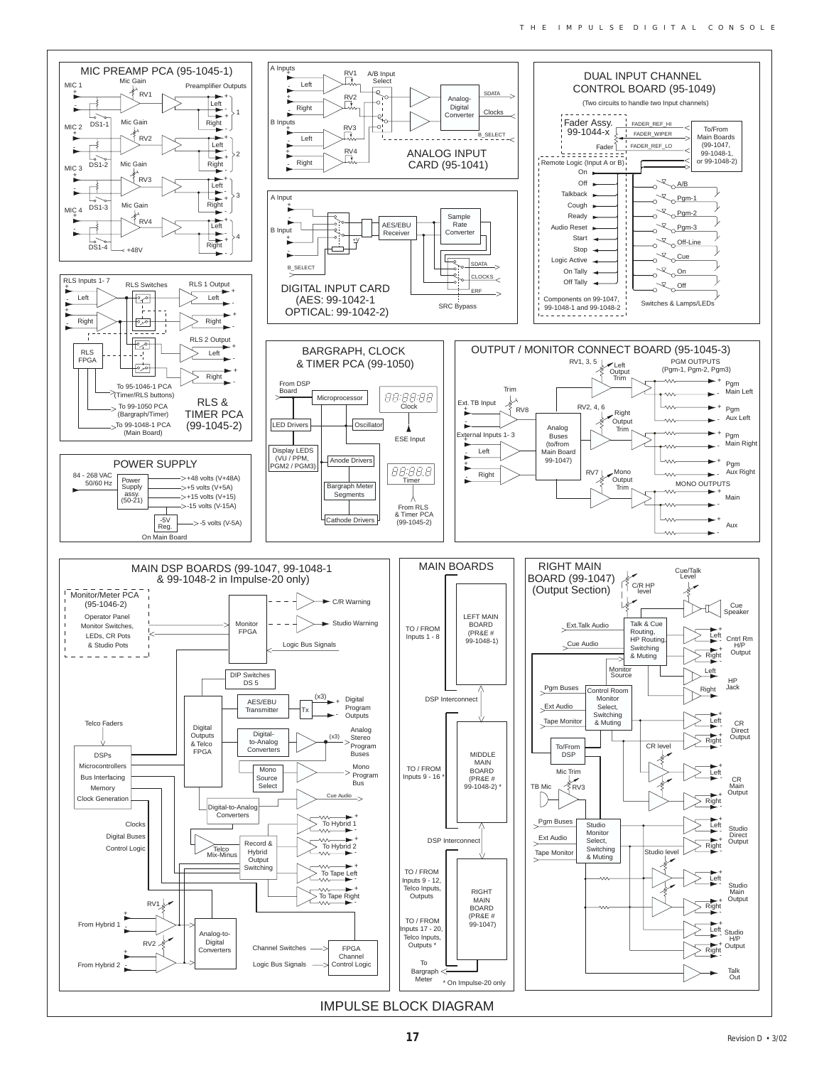# IMPULSE BLOCK DIAGRAM

## MIC PREAMP PCA (95-1045-1)

MIC 1, MIC 2, MIC 3, MIC 4 — Mic Gain RV1, RV2, RV3, RV4 — DS1-1, DS1-2, DS1-3, DS1-4 — +48V

Preamplifier Outputs: Left / Right 1, 2, 3, 4

## ANALOG INPUT CARD (95-1041)

A Inputs: Left, Right (RV1, RV2) — B Inputs: Left, Right (RV3, RV4) — A/B Input Select — Analog-Digital Converter — SDATA, Clocks, B_SELECT

## DUAL INPUT CHANNEL CONTROL BOARD (95-1049)

(Two circuits to handle two input channels)

Fader Assy. 99-1044-x — Fader — FADER_REF_HI, FADER_WIPER, FADER_REF_LO — To/From Main Boards (99-1047, 99-1048-1, or 99-1048-2)

Remote Logic (Input A or B): On, Off, Talkback, Cough, Ready, Audio Reset, Start, Stop, Logic Active, On Tally, Off Tally

Components on 99-1047, 99-1048-1 and 99-1048-2

Switches & Lamps/LEDs: A/B, Pgm-1, Pgm-2, Pgm-3, Off-Line, Cue, On, Off

## DIGITAL INPUT CARD (AES: 99-1042-1 OPTICAL: 99-1042-2)

A Input, B Input, B_SELECT, +V — AES/EBU Receiver — Sample Rate Converter — SDATA, CLOCKS, ERF — SRC Bypass

## RLS & TIMER PCA (99-1045-2)

RLS Inputs 1- 7: Left, Right — RLS Switches — RLS 1 Output: Left, Right — RLS 2 Output: Left, Right — RLS FPGA

- To 95-1046-1 PCA (Timer/RLS buttons)
- To 99-1050 PCA (Bargraph/Timer)
- To 99-1048-1 PCA (Main Board)

## BARGRAPH, CLOCK & TIMER PCA (99-1050)

From DSP Board — Microprocessor — Clock — LED Drivers — Oscillator — ESE Input — Display LEDS (VU / PPM, PGM2 / PGM3) — Anode Drivers — Bargraph Meter Segments — Cathode Drivers — Timer — From RLS & Timer PCA (99-1045-2)

## OUTPUT / MONITOR CONNECT BOARD (95-1045-3)

RV1, 3, 5 Left Output Trim — RV2, 4, 6 Right Output Trim — RV7 Mono Output Trim — Ext. TB Input, Trim RV8 — External Inputs 1- 3: Left, Right — Analog Buses (to/from Main Board 99-1047)

PGM OUTPUTS (Pgm-1, Pgm-2, Pgm3): Pgm Main Left, Pgm Aux Left, Pgm Main Right, Pgm Aux Right

MONO OUTPUTS: Main, Aux

## POWER SUPPLY

84 - 268 VAC 50/60 Hz — Power Supply assy. (50-21):

- +48 volts (V+48A)
- +5 volts (V+5A)
- +15 volts (V+15)
- -15 volts (V-15A)
- -5V Reg. → -5 volts (V-5A) (On Main Board)

## MAIN DSP BOARDS (99-1047, 99-1048-1 & 99-1048-2 in Impulse-20 only)

Monitor/Meter PCA (95-1046-2): Operator Panel Monitor Switches, LEDs, CR Pots & Studio Pots — Monitor FPGA — C/R Warning — Studio Warning — Logic Bus Signals — DIP Switches DS 5

AES/EBU Transmitter — Tx (x3) — Digital Program Outputs

Telco Faders — Digital Outputs & Telco FPGA — Digital-to-Analog Converters (x3) — Analog Stereo Program Buses — Mono Source Select — Mono Program Bus — Cue Audio

DSPs, Microcontrollers, Bus Interfacing, Memory, Clock Generation — Clocks, Digital Buses, Control Logic

Digital-to-Analog Converters — Telco Mix-Minus — Record & Hybrid Output Switching — To Hybrid 1, To Hybrid 2, To Tape Left, To Tape Right

From Hybrid 1 (RV1), From Hybrid 2 (RV2) — Analog-to-Digital Converters

Channel Switches, Logic Bus Signals — FPGA Channel Control Logic

## MAIN BOARDS

- TO / FROM Inputs 1 - 8 — LEFT MAIN BOARD (PR&E # 99-1048-1)
- DSP Interconnect
- TO / FROM Inputs 9 - 16 * — MIDDLE MAIN BOARD (PR&E # 99-1048-2) *
- DSP Interconnect
- TO / FROM Inputs 9 - 12, Telco Inputs, Outputs; TO / FROM Inputs 17 - 20, Telco Inputs, Outputs * — RIGHT MAIN BOARD (PR&E # 99-1047)
- To Bargraph Meter

\* On Impulse-20 only

## RIGHT MAIN BOARD (99-1047) (Output Section)

Cue/Talk Level — C/R HP level — Cue Speaker

Ext.Talk Audio, Cue Audio — Talk & Cue Routing, HP Routing, Switching & Muting — Cntrl Rm H/P Output — Monitor Source — HP Jack

Pgm Buses, Ext Audio, Tape Monitor — Control Room Monitor Select, Switching & Muting — To/From DSP — CR Direct Output — CR level — CR Main Output

Mic Trim — TB Mic RV3

Pgm Buses, Ext Audio, Tape Monitor — Studio Monitor Select, Switching & Muting — Studio Direct Output — Studio level — Studio Main Output — Studio H/P Output — Talk Out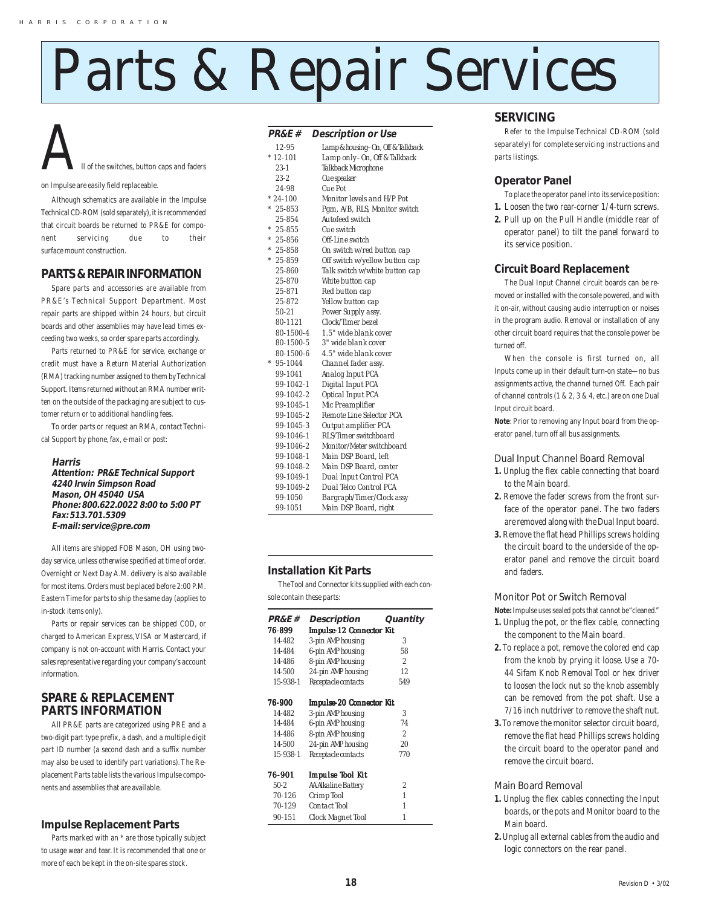# Parts & Repair Services

All of the switches, button caps and faders on Impulse are easily field replaceable.

Although schematics are available in the Impulse Technical CD-ROM (sold separately), it is recommended that circuit boards be returned to PR&E for component servicing due to their surface mount construction.

## PARTS & REPAIR INFORMATION

Spare parts and accessories are available from PR&E's Technical Support Department. Most repair parts are shipped within 24 hours, but circuit boards and other assemblies may have lead times exceeding two weeks, so order spare parts accordingly.

Parts returned to PR&E for service, exchange or credit must have a Return Material Authorization (RMA) tracking number assigned to them by Technical Support. Items returned without an RMA number written on the outside of the packaging are subject to customer return or to additional handling fees.

To order parts or request an RMA, contact Technical Support by phone, fax, e-mail or post:

**Harris**
**Attention: PR&E Technical Support**
**4240 Irwin Simpson Road**
**Mason, OH 45040 USA**
**Phone: 800.622.0022 8:00 to 5:00 PT**
**Fax: 513.701.5309**
**E-mail: service@pre.com**

All items are shipped FOB Mason, OH using two-day service, unless otherwise specified at time of order. Overnight or Next Day A.M. delivery is also available for most items. Orders must be placed before 2:00 P.M. Eastern Time for parts to ship the same day (applies to in-stock items only).

Parts or repair services can be shipped COD, or charged to American Express, VISA or Mastercard, if company is not on-account with Harris. Contact your sales representative regarding your company's account information.

## SPARE & REPLACEMENT PARTS INFORMATION

All PR&E parts are categorized using PRE and a two-digit part type prefix, a dash, and a multiple digit part ID number (a second dash and a suffix number may also be used to identify part variations). The Replacement Parts table lists the various Impulse components and assemblies that are available.

### Impulse Replacement Parts

Parts marked with an * are those typically subject to usage wear and tear. It is recommended that one or more of each be kept in the on-site spares stock.

| PR&E # | Description or Use |
|---|---|
| 12-95 | Lamp & housing–On, Off & Talkback |
| * 12-101 | Lamp only–On, Off & Talkback |
| 23-1 | Talkback Microphone |
| 23-2 | Cue speaker |
| 24-98 | Cue Pot |
| * 24-100 | Monitor levels and H/P Pot |
| * 25-853 | Pgm, A/B, RLS, Monitor switch |
| 25-854 | Autofeed switch |
| * 25-855 | Cue switch |
| * 25-856 | Off-Line switch |
| * 25-858 | On switch w/red button cap |
| * 25-859 | Off switch w/yellow button cap |
| 25-860 | Talk switch w/white button cap |
| 25-870 | White button cap |
| 25-871 | Red button cap |
| 25-872 | Yellow button cap |
| 50-21 | Power Supply assy. |
| 80-1121 | Clock/Timer bezel |
| 80-1500-4 | 1.5" wide blank cover |
| 80-1500-5 | 3" wide blank cover |
| 80-1500-6 | 4.5" wide blank cover |
| * 95-1044 | Channel fader assy. |
| 99-1041 | Analog Input PCA |
| 99-1042-1 | Digital Input PCA |
| 99-1042-2 | Optical Input PCA |
| 99-1045-1 | Mic Preamplifier |
| 99-1045-2 | Remote Line Selector PCA |
| 99-1045-3 | Output amplifier PCA |
| 99-1046-1 | RLS/Timer switchboard |
| 99-1046-2 | Monitor/Meter switchboard |
| 99-1048-1 | Main DSP Board, left |
| 99-1048-2 | Main DSP Board, center |
| 99-1049-1 | Dual Input Control PCA |
| 99-1049-2 | Dual Telco Control PCA |
| 99-1050 | Bargraph/Timer/Clock assy |
| 99-1051 | Main DSP Board, right |

### Installation Kit Parts

The Tool and Connector kits supplied with each console contain these parts:

| PR&E # | Description | Quantity |
|---|---|---|
| **76-899** | **Impulse-12 Connector Kit** | |
| 14-482 | 3-pin AMP housing | 3 |
| 14-484 | 6-pin AMP housing | 58 |
| 14-486 | 8-pin AMP housing | 2 |
| 14-500 | 24-pin AMP housing | 12 |
| 15-938-1 | Receptacle contacts | 549 |
| **76-900** | **Impulse-20 Connector Kit** | |
| 14-482 | 3-pin AMP housing | 3 |
| 14-484 | 6-pin AMP housing | 74 |
| 14-486 | 8-pin AMP housing | 2 |
| 14-500 | 24-pin AMP housing | 20 |
| 15-938-1 | Receptacle contacts | 770 |
| **76-901** | **Impulse Tool Kit** | |
| 50-2 | AA Alkaline Battery | 2 |
| 70-126 | Crimp Tool | 1 |
| 70-129 | Contact Tool | 1 |
| 90-151 | Clock Magnet Tool | 1 |

## SERVICING

Refer to the Impulse Technical CD-ROM (sold separately) for complete servicing instructions and parts listings.

### Operator Panel

To place the operator panel into its service position:

1. Loosen the two rear-corner 1/4-turn screws.
2. Pull up on the Pull Handle (middle rear of operator panel) to tilt the panel forward to its service position.

### Circuit Board Replacement

The Dual Input Channel circuit boards can be removed or installed with the console powered, and with it on-air, without causing audio interruption or noises in the program audio. Removal or installation of any other circuit board requires that the console power be turned off.

When the console is first turned on, all Inputs come up in their default turn-on state—no bus assignments active, the channel turned Off. Each pair of channel controls (1 & 2, 3 & 4, etc.) are on one Dual Input circuit board.

**Note**: Prior to removing any Input board from the operator panel, turn off all bus assignments.

#### Dual Input Channel Board Removal

1. Unplug the flex cable connecting that board to the Main board.
2. Remove the fader screws from the front surface of the operator panel. The two faders are removed along with the Dual Input board.
3. Remove the flat head Phillips screws holding the circuit board to the underside of the operator panel and remove the circuit board and faders.

#### Monitor Pot or Switch Removal

**Note:** Impulse uses sealed pots that cannot be "cleaned."

1. Unplug the pot, or the flex cable, connecting the component to the Main board.
2. To replace a pot, remove the colored end cap from the knob by prying it loose. Use a 70-44 Sifam Knob Removal Tool or hex driver to loosen the lock nut so the knob assembly can be removed from the pot shaft. Use a 7/16 inch nutdriver to remove the shaft nut.
3. To remove the monitor selector circuit board, remove the flat head Phillips screws holding the circuit board to the operator panel and remove the circuit board.

#### Main Board Removal

1. Unplug the flex cables connecting the Input boards, or the pots and Monitor board to the Main board.
2. Unplug all external cables from the audio and logic connectors on the rear panel.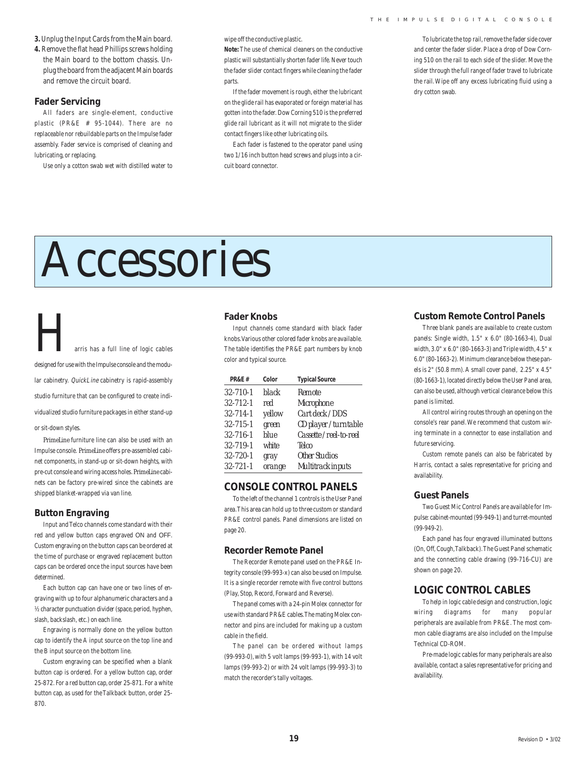3. Unplug the Input Cards from the Main board.
4. Remove the flat head Phillips screws holding the Main board to the bottom chassis. Unplug the board from the adjacent Main boards and remove the circuit board.

### Fader Servicing

All faders are single-element, conductive plastic (PR&E # 95-1044). There are no replaceable nor rebuildable parts on the Impulse fader assembly. Fader service is comprised of cleaning and lubricating, or replacing.

Use only a cotton swab wet with distilled water to wipe off the conductive plastic.

**Note:** The use of chemical cleaners on the conductive plastic will substantially shorten fader life. Never touch the fader slider contact fingers while cleaning the fader parts.

If the fader movement is rough, either the lubricant on the glide rail has evaporated or foreign material has gotten into the fader. Dow Corning 510 is the preferred glide rail lubricant as it will not migrate to the slider contact fingers like other lubricating oils.

Each fader is fastened to the operator panel using two 1/16 inch button head screws and plugs into a circuit board connector.

To lubricate the top rail, remove the fader side cover and center the fader slider. Place a drop of Dow Corning 510 on the rail to each side of the slider. Move the slider through the full range of fader travel to lubricate the rail. Wipe off any excess lubricating fluid using a dry cotton swab.

# Accessories

Harris has a full line of logic cables designed for use with the Impulse console and the modular cabinetry. *QuickLine* cabinetry is rapid-assembly studio furniture that can be configured to create individualized studio furniture packages in either stand-up or sit-down styles.

*PrimeLine* furniture line can also be used with an Impulse console. *PrimeLine* offers pre-assembled cabinet components, in stand-up or sit-down heights, with pre-cut console and wiring access holes. *PrimeLine* cabinets can be factory pre-wired since the cabinets are shipped blanket-wrapped via van line.

### Button Engraving

Input and Telco channels come standard with their red and yellow button caps engraved ON and OFF. Custom engraving on the button caps can be ordered at the time of purchase or engraved replacement button caps can be ordered once the input sources have been determined.

Each button cap can have one or two lines of engraving with up to four alphanumeric characters and a ½ character punctuation divider (space, period, hyphen, slash, backslash, etc.) on each line.

Engraving is normally done on the yellow button cap to identify the A input source on the top line and the B input source on the bottom line.

Custom engraving can be specified when a blank button cap is ordered. For a yellow button cap, order 25-872. For a red button cap, order 25-871. For a white button cap, as used for the Talkback button, order 25-870.

### Fader Knobs

Input channels come standard with black fader knobs. Various other colored fader knobs are available. The table identifies the PR&E part numbers by knob color and typical source.

| PR&E # | Color | Typical Source |
|---|---|---|
| 32-710-1 | black | Remote |
| 32-712-1 | red | Microphone |
| 32-714-1 | yellow | Cart deck / DDS |
| 32-715-1 | green | CD player / turntable |
| 32-716-1 | blue | Cassette / reel-to-reel |
| 32-719-1 | white | Telco |
| 32-720-1 | gray | Other Studios |
| 32-721-1 | orange | Multitrack inputs |

## CONSOLE CONTROL PANELS

To the left of the channel 1 controls is the User Panel area. This area can hold up to three custom or standard PR&E control panels. Panel dimensions are listed on page 20.

### Recorder Remote Panel

The Recorder Remote panel used on the PR&E Integrity console (99-993-x) can also be used on Impulse. It is a single recorder remote with five control buttons (Play, Stop, Record, Forward and Reverse).

The panel comes with a 24-pin Molex connector for use with standard PR&E cables. The mating Molex connector and pins are included for making up a custom cable in the field.

The panel can be ordered without lamps (99-993-0), with 5 volt lamps (99-993-1), with 14 volt lamps (99-993-2) or with 24 volt lamps (99-993-3) to match the recorder's tally voltages.

### Custom Remote Control Panels

Three blank panels are available to create custom panels: Single width, 1.5" x 6.0" (80-1663-4), Dual width, 3.0" x 6.0" (80-1663-3) and Triple width, 4.5" x 6.0" (80-1663-2). Minimum clearance below these panels is 2" (50.8 mm). A small cover panel, 2.25" x 4.5" (80-1663-1), located directly below the User Panel area, can also be used, although vertical clearance below this panel is limited.

All control wiring routes through an opening on the console's rear panel. We recommend that custom wiring terminate in a connector to ease installation and future servicing.

Custom remote panels can also be fabricated by Harris, contact a sales representative for pricing and availability.

### Guest Panels

Two Guest Mic Control Panels are available for Impulse: cabinet-mounted (99-949-1) and turret-mounted (99-949-2).

Each panel has four engraved illuminated buttons (On, Off, Cough, Talkback). The Guest Panel schematic and the connecting cable drawing (99-716-CU) are shown on page 20.

## LOGIC CONTROL CABLES

To help in logic cable design and construction, logic wiring diagrams for many popular peripherals are available from PR&E. The most common cable diagrams are also included on the Impulse Technical CD-ROM.

Pre-made logic cables for many peripherals are also available, contact a sales representative for pricing and availability.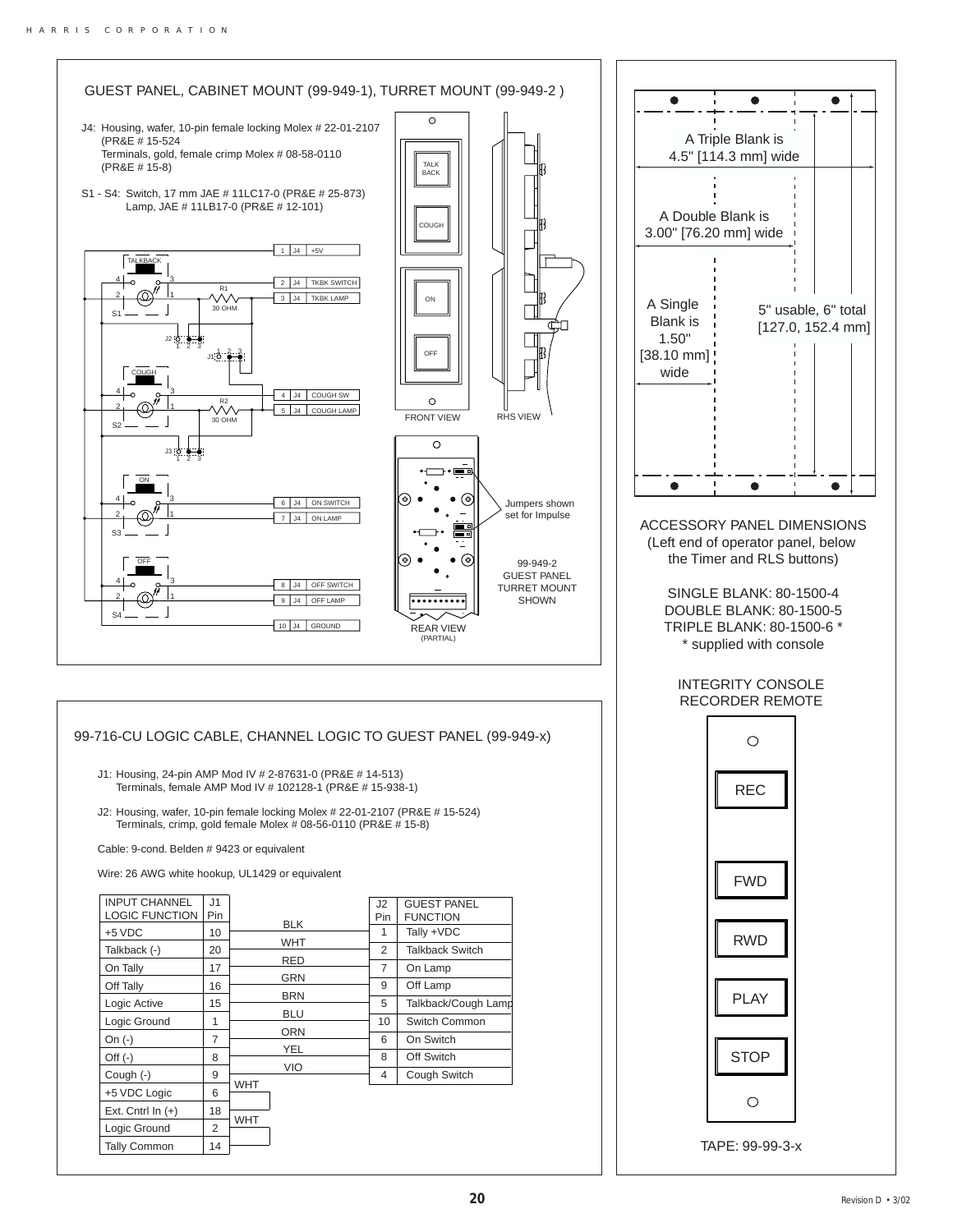## GUEST PANEL, CABINET MOUNT (99-949-1), TURRET MOUNT (99-949-2 )

J4: Housing, wafer, 10-pin female locking Molex # 22-01-2107 (PR&E # 15-524
Terminals, gold, female crimp Molex # 08-58-0110 (PR&E # 15-8)

S1 - S4: Switch, 17 mm JAE # 11LC17-0 (PR&E # 25-873)
Lamp, JAE # 11LB17-0 (PR&E # 12-101)

| J4 Pin | Function |
|---|---|
| 1 | +5V |
| 2 | TKBK SWITCH |
| 3 | TKBK LAMP |
| 4 | COUGH SW |
| 5 | COUGH LAMP |
| 6 | ON SWITCH |
| 7 | ON LAMP |
| 8 | OFF SWITCH |
| 9 | OFF LAMP |
| 10 | GROUND |

TALKBACK, S1, R1 30 OHM, J2, J1, COUGH, S2, R2 30 OHM, J3, ON, S3, OFF, S4

TALK BACK, COUGH, ON, OFF

FRONT VIEW  RHS VIEW

Jumpers shown set for Impulse

99-949-2 GUEST PANEL TURRET MOUNT SHOWN

REAR VIEW (PARTIAL)

A Triple Blank is 4.5" [114.3 mm] wide

A Double Blank is 3.00" [76.20 mm] wide

A Single Blank is 1.50" [38.10 mm] wide

5" usable, 6" total [127.0, 152.4 mm]

ACCESSORY PANEL DIMENSIONS (Left end of operator panel, below the Timer and RLS buttons)

SINGLE BLANK: 80-1500-4
DOUBLE BLANK: 80-1500-5
TRIPLE BLANK: 80-1500-6 *
* supplied with console

## 99-716-CU LOGIC CABLE, CHANNEL LOGIC TO GUEST PANEL (99-949-x)

J1: Housing, 24-pin AMP Mod IV # 2-87631-0 (PR&E # 14-513)
Terminals, female AMP Mod IV # 102128-1 (PR&E # 15-938-1)

J2: Housing, wafer, 10-pin female locking Molex # 22-01-2107 (PR&E # 15-524)
Terminals, crimp, gold female Molex # 08-56-0110 (PR&E # 15-8)

Cable: 9-cond. Belden # 9423 or equivalent

Wire: 26 AWG white hookup, UL1429 or equivalent

| INPUT CHANNEL LOGIC FUNCTION | J1 Pin | Wire | J2 Pin | GUEST PANEL FUNCTION |
|---|---|---|---|---|
| +5 VDC | 10 | BLK | 1 | Tally +VDC |
| Talkback (-) | 20 | WHT | 2 | Talkback Switch |
| On Tally | 17 | RED | 7 | On Lamp |
| Off Tally | 16 | GRN | 9 | Off Lamp |
| Logic Active | 15 | BRN | 5 | Talkback/Cough Lamp |
| Logic Ground | 1 | BLU | 10 | Switch Common |
| On (-) | 7 | ORN | 6 | On Switch |
| Off (-) | 8 | YEL | 8 | Off Switch |
| Cough (-) | 9 | VIO | 4 | Cough Switch |
| +5 VDC Logic | 6 | WHT (jumper to pin 18) | | |
| Ext. Cntrl In (+) | 18 | | | |
| Logic Ground | 2 | WHT (jumper to pin 14) | | |
| Tally Common | 14 | | | |

## INTEGRITY CONSOLE RECORDER REMOTE

REC
FWD
RWD
PLAY
STOP

TAPE: 99-99-3-x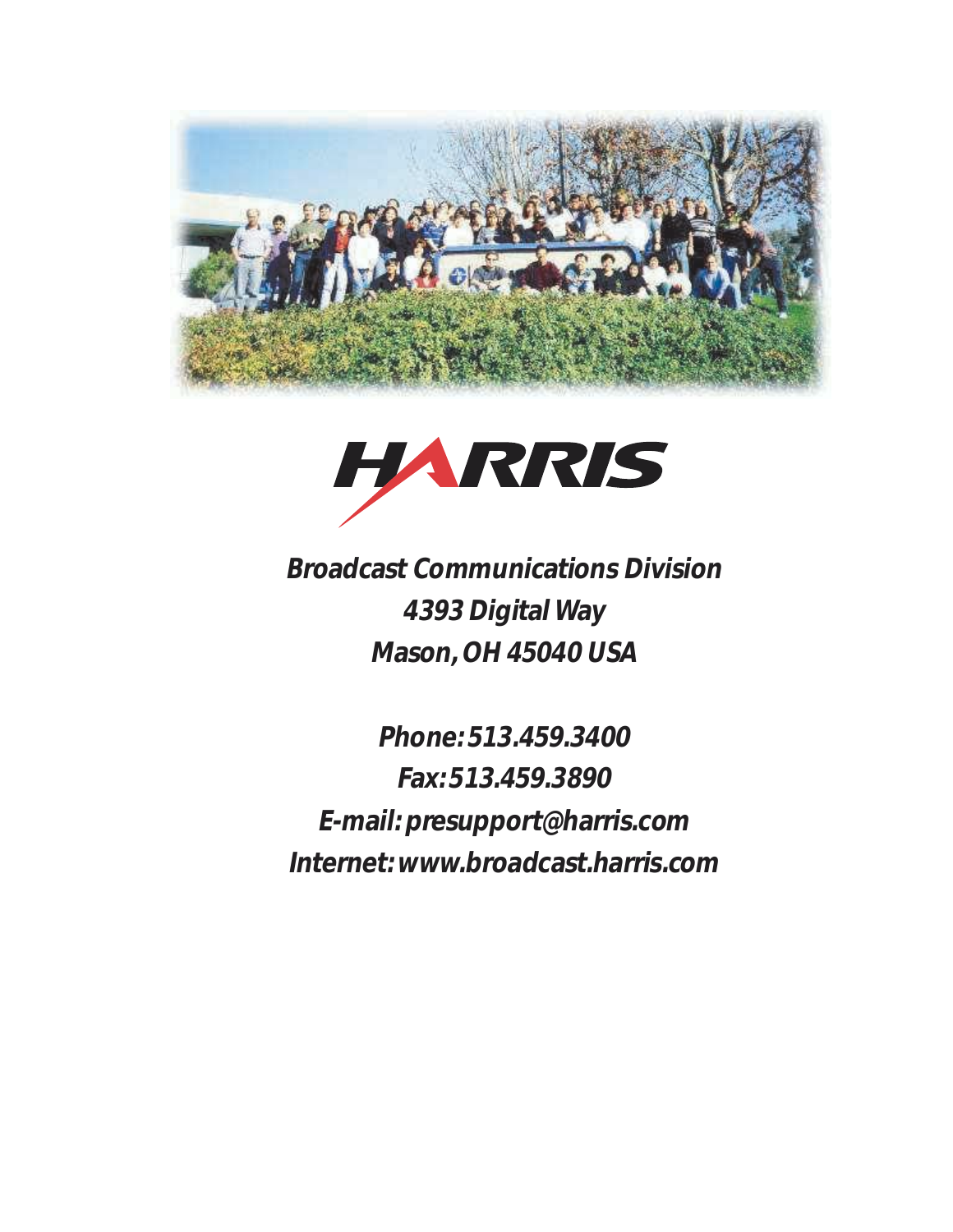HARRIS

***Broadcast Communications Division***
***4393 Digital Way***
***Mason, OH 45040 USA***

***Phone: 513.459.3400***
***Fax: 513.459.3890***
***E-mail: presupport@harris.com***
***Internet: www.broadcast.harris.com***